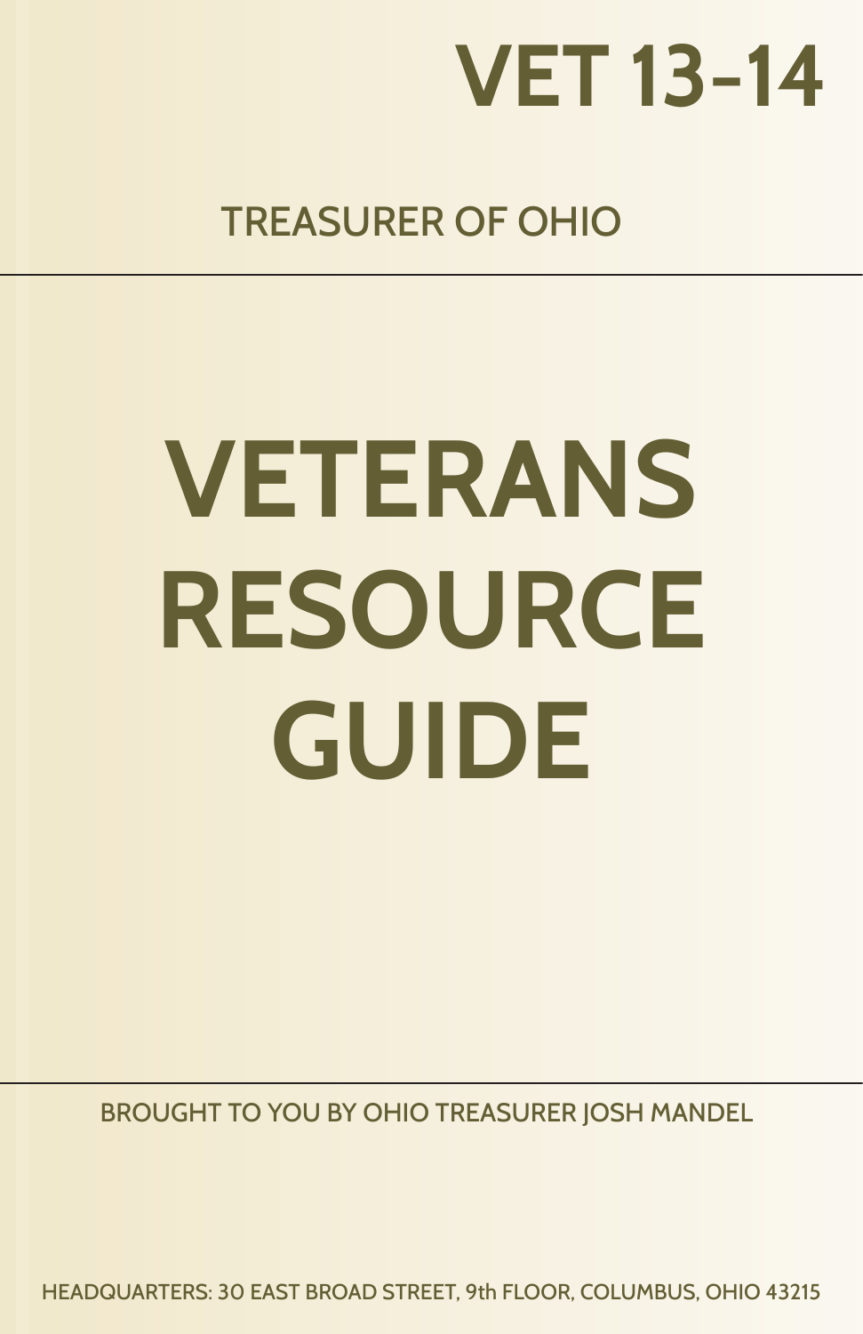# VET 13-14

TREASURER OF OHIO

# VETERANS RESOURCE GUIDE

BROUGHT TO YOU BY OHIO TREASURER JOSH MANDEL

HEADQUARTERS: 30 EAST BROAD STREET, 9th FLOOR, COLUMBUS, OHIO 43215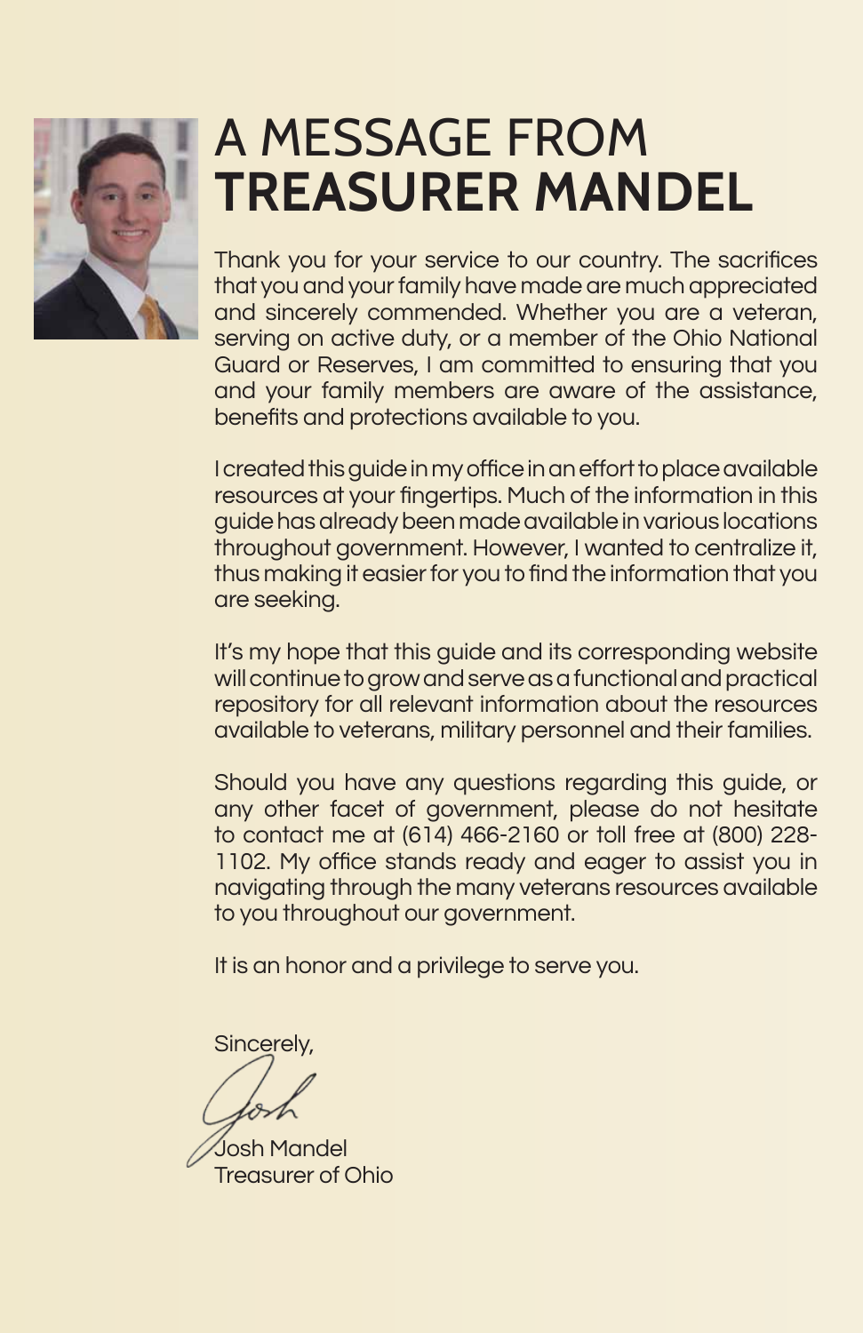# A MESSAGE FROM **TREASURER MANDEL**

Thank you for your service to our country. The sacrifices that you and your family have made are much appreciated and sincerely commended. Whether you are a veteran, serving on active duty, or a member of the Ohio National Guard or Reserves, I am committed to ensuring that you and your family members are aware of the assistance, benefits and protections available to you.

I created this guide in my office in an effort to place available resources at your fingertips. Much of the information in this guide has already been made available in various locations throughout government. However, I wanted to centralize it, thus making it easier for you to find the information that you are seeking.

It's my hope that this guide and its corresponding website will continue to grow and serve as a functional and practical repository for all relevant information about the resources available to veterans, military personnel and their families.

Should you have any questions regarding this guide, or any other facet of government, please do not hesitate to contact me at (614) 466-2160 or toll free at (800) 228-1102. My office stands ready and eager to assist you in navigating through the many veterans resources available to you throughout our government.

It is an honor and a privilege to serve you.

Sincerely,

Josh Mandel
Treasurer of Ohio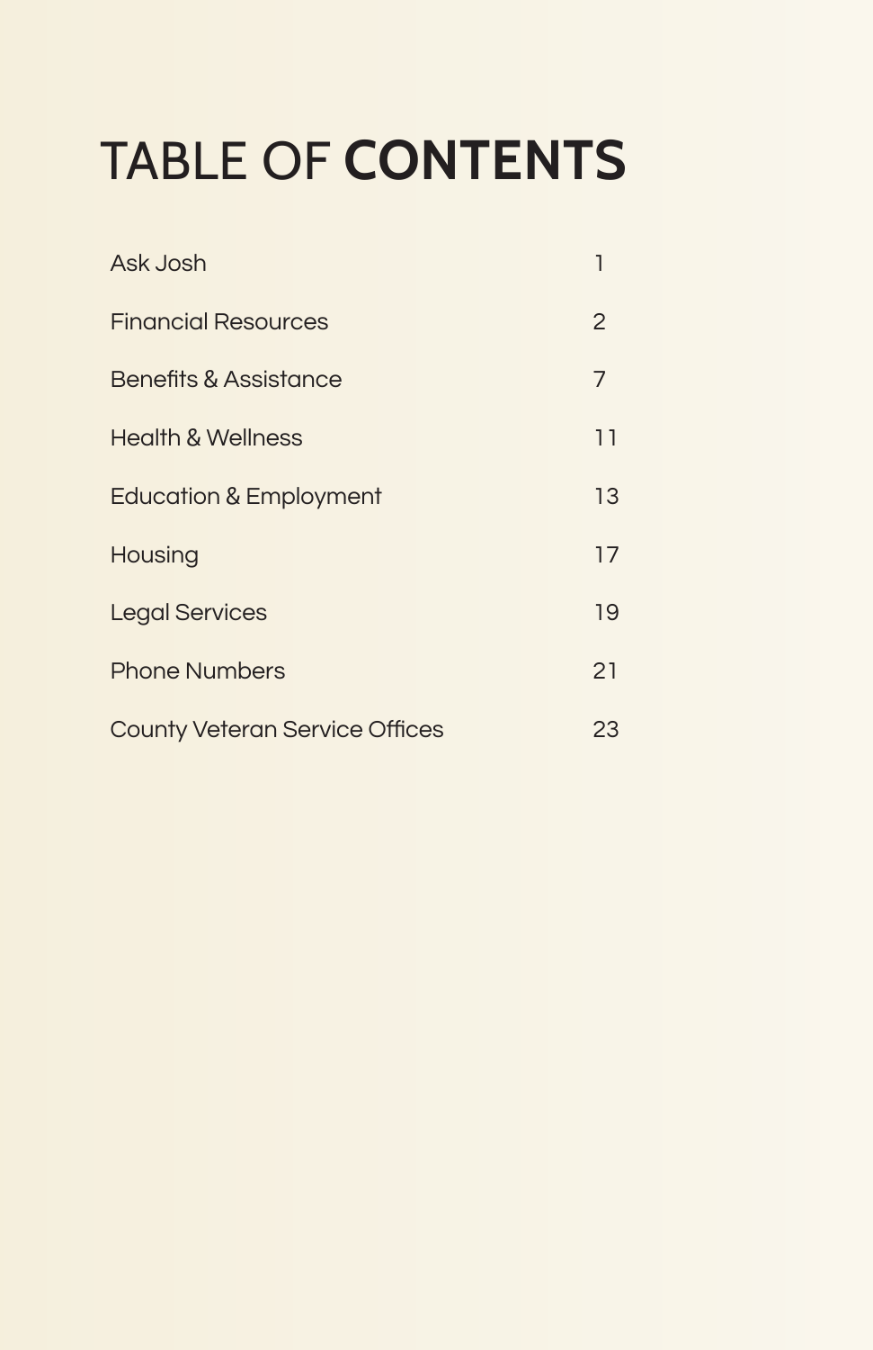# TABLE OF **CONTENTS**

| | |
|---|---|
| Ask Josh | 1 |
| Financial Resources | 2 |
| Benefits & Assistance | 7 |
| Health & Wellness | 11 |
| Education & Employment | 13 |
| Housing | 17 |
| Legal Services | 19 |
| Phone Numbers | 21 |
| County Veteran Service Offices | 23 |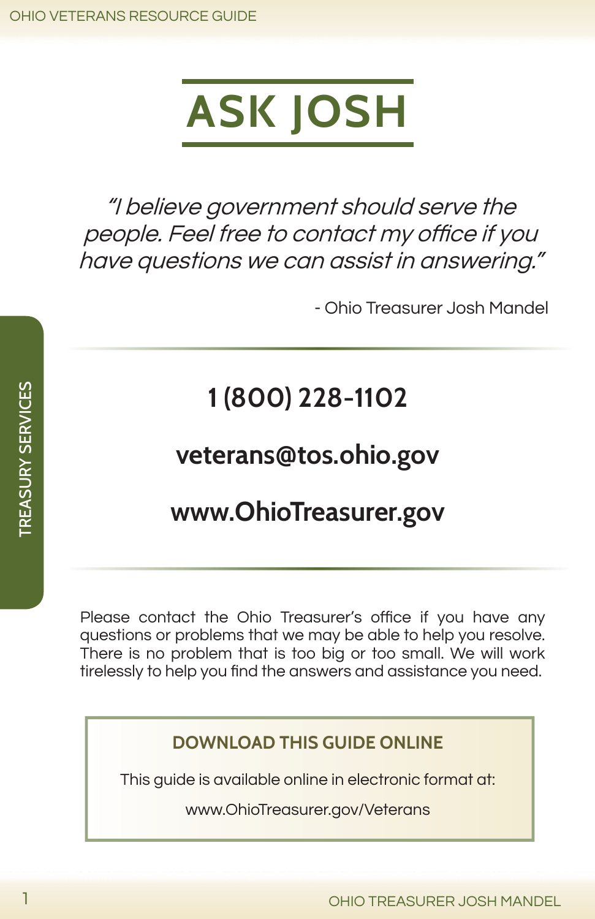# ASK JOSH

*"I believe government should serve the people. Feel free to contact my office if you have questions we can assist in answering."*

- Ohio Treasurer Josh Mandel

**1 (800) 228-1102**

**veterans@tos.ohio.gov**

**www.OhioTreasurer.gov**

Please contact the Ohio Treasurer's office if you have any questions or problems that we may be able to help you resolve. There is no problem that is too big or too small. We will work tirelessly to help you find the answers and assistance you need.

**DOWNLOAD THIS GUIDE ONLINE**

This guide is available online in electronic format at:

www.OhioTreasurer.gov/Veterans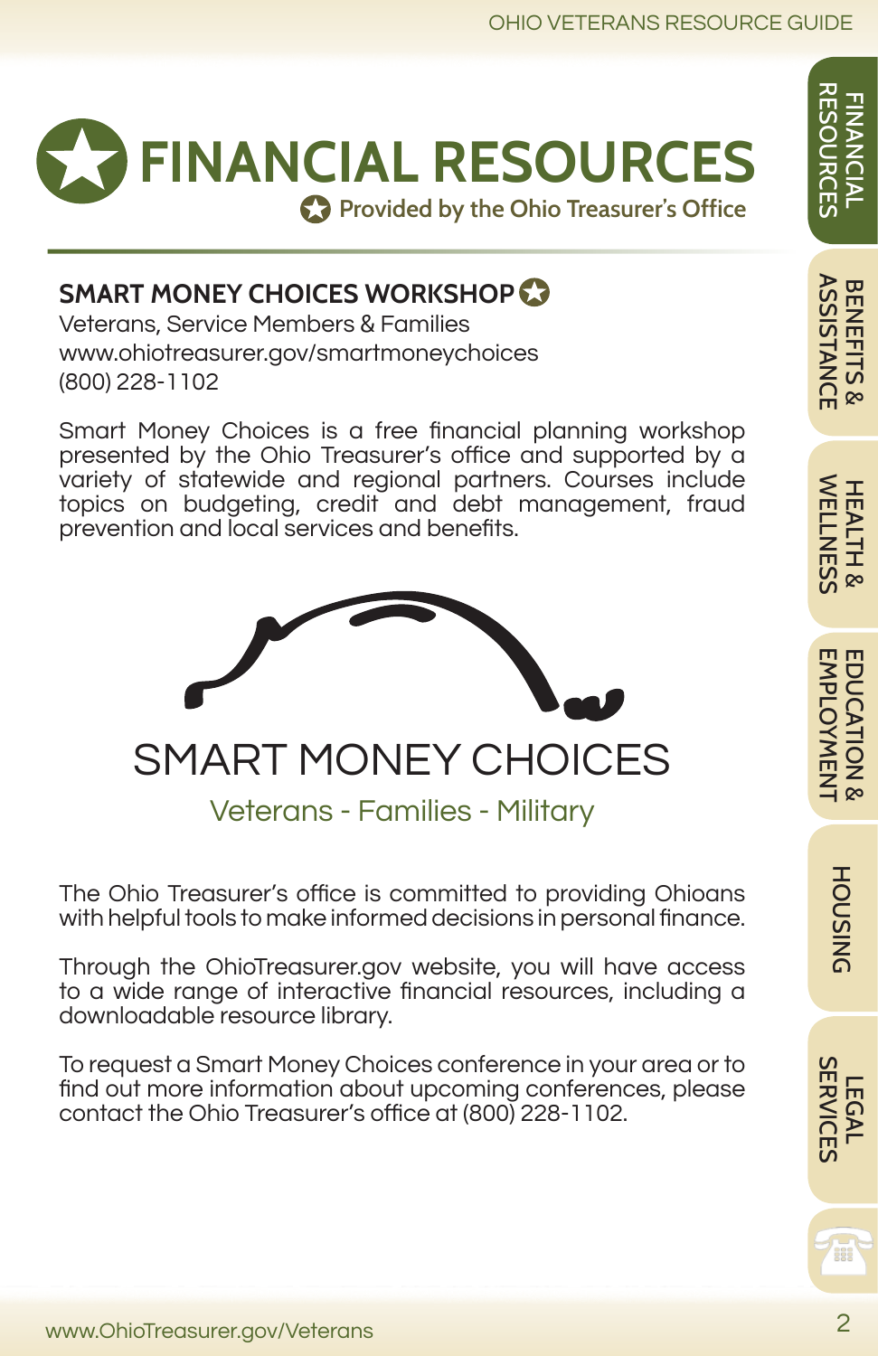# FINANCIAL RESOURCES

Provided by the Ohio Treasurer's Office

## SMART MONEY CHOICES WORKSHOP

Veterans, Service Members & Families
www.ohiotreasurer.gov/smartmoneychoices
(800) 228-1102

Smart Money Choices is a free financial planning workshop presented by the Ohio Treasurer's office and supported by a variety of statewide and regional partners. Courses include topics on budgeting, credit and debt management, fraud prevention and local services and benefits.

SMART MONEY CHOICES

Veterans - Families - Military

The Ohio Treasurer's office is committed to providing Ohioans with helpful tools to make informed decisions in personal finance.

Through the OhioTreasurer.gov website, you will have access to a wide range of interactive financial resources, including a downloadable resource library.

To request a Smart Money Choices conference in your area or to find out more information about upcoming conferences, please contact the Ohio Treasurer's office at (800) 228-1102.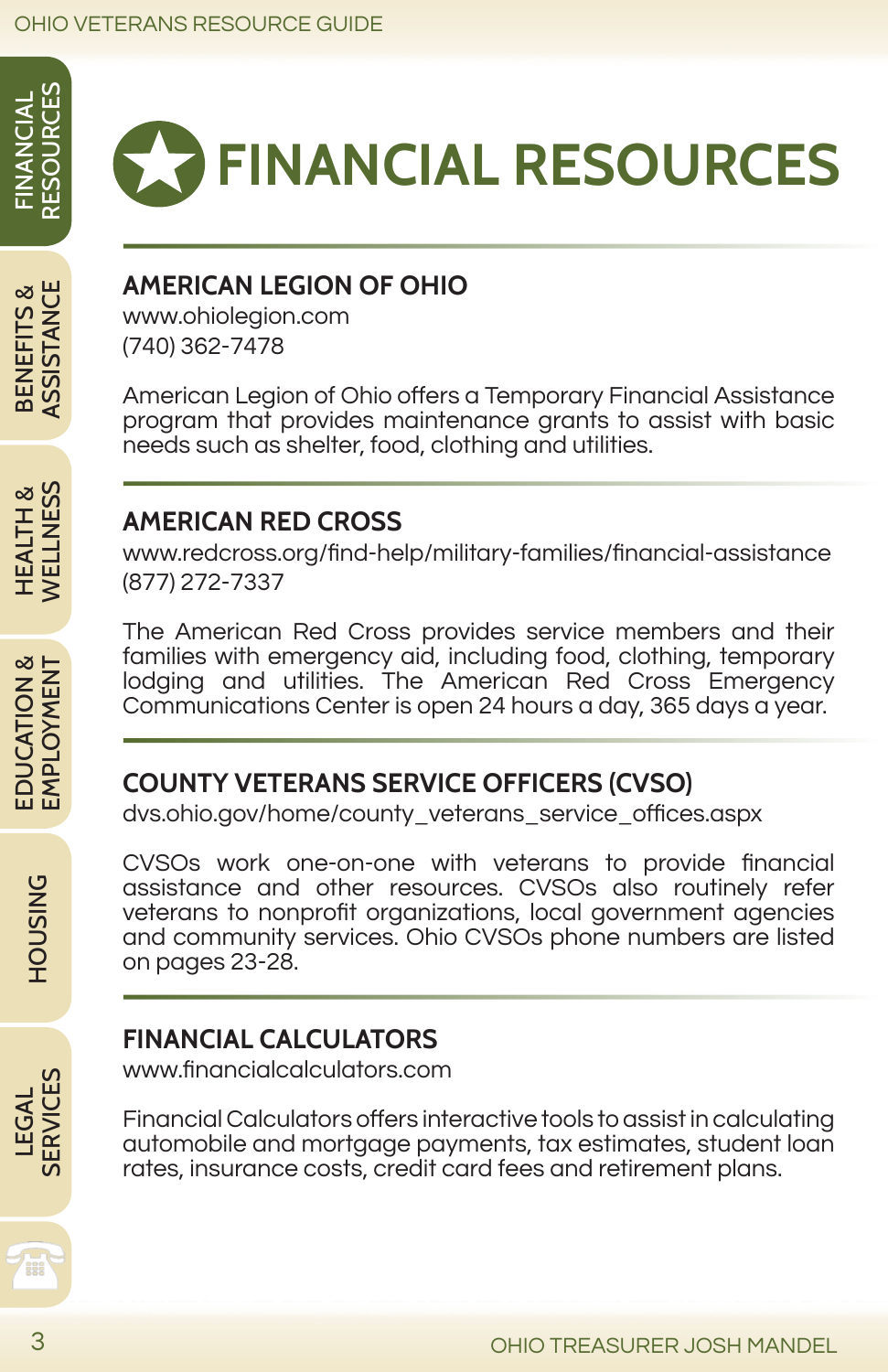# FINANCIAL RESOURCES

## AMERICAN LEGION OF OHIO

www.ohiolegion.com
(740) 362-7478

American Legion of Ohio offers a Temporary Financial Assistance program that provides maintenance grants to assist with basic needs such as shelter, food, clothing and utilities.

## AMERICAN RED CROSS

www.redcross.org/find-help/military-families/financial-assistance
(877) 272-7337

The American Red Cross provides service members and their families with emergency aid, including food, clothing, temporary lodging and utilities. The American Red Cross Emergency Communications Center is open 24 hours a day, 365 days a year.

## COUNTY VETERANS SERVICE OFFICERS (CVSO)

dvs.ohio.gov/home/county_veterans_service_offices.aspx

CVSOs work one-on-one with veterans to provide financial assistance and other resources. CVSOs also routinely refer veterans to nonprofit organizations, local government agencies and community services. Ohio CVSOs phone numbers are listed on pages 23-28.

## FINANCIAL CALCULATORS

www.financialcalculators.com

Financial Calculators offers interactive tools to assist in calculating automobile and mortgage payments, tax estimates, student loan rates, insurance costs, credit card fees and retirement plans.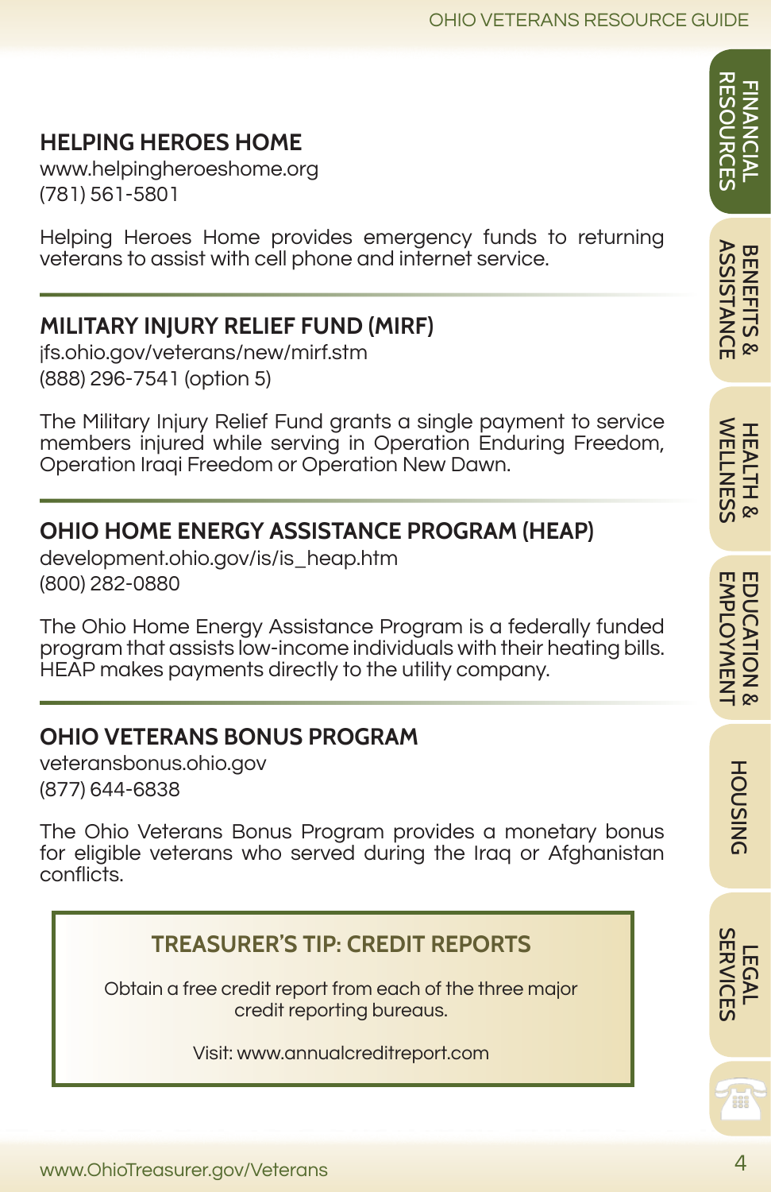## HELPING HEROES HOME

www.helpingheroeshome.org
(781) 561-5801

Helping Heroes Home provides emergency funds to returning veterans to assist with cell phone and internet service.

## MILITARY INJURY RELIEF FUND (MIRF)

jfs.ohio.gov/veterans/new/mirf.stm
(888) 296-7541 (option 5)

The Military Injury Relief Fund grants a single payment to service members injured while serving in Operation Enduring Freedom, Operation Iraqi Freedom or Operation New Dawn.

## OHIO HOME ENERGY ASSISTANCE PROGRAM (HEAP)

development.ohio.gov/is/is_heap.htm
(800) 282-0880

The Ohio Home Energy Assistance Program is a federally funded program that assists low-income individuals with their heating bills. HEAP makes payments directly to the utility company.

## OHIO VETERANS BONUS PROGRAM

veteransbonus.ohio.gov
(877) 644-6838

The Ohio Veterans Bonus Program provides a monetary bonus for eligible veterans who served during the Iraq or Afghanistan conflicts.

### TREASURER'S TIP: CREDIT REPORTS

Obtain a free credit report from each of the three major credit reporting bureaus.

Visit: www.annualcreditreport.com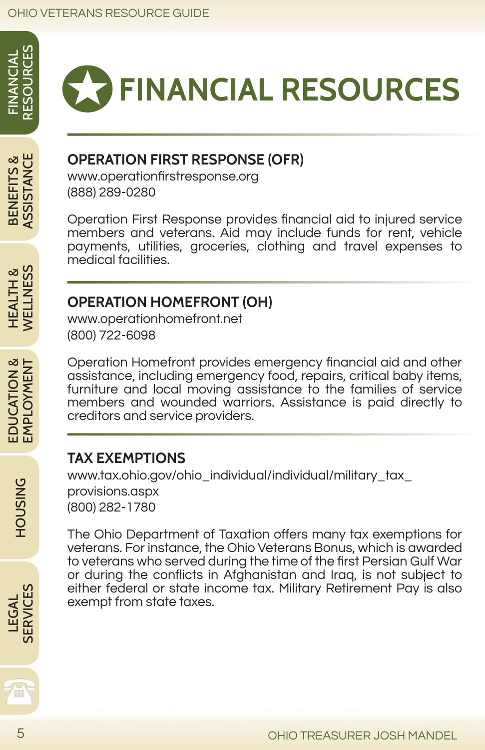# FINANCIAL RESOURCES

## OPERATION FIRST RESPONSE (OFR)

www.operationfirstresponse.org
(888) 289-0280

Operation First Response provides financial aid to injured service members and veterans. Aid may include funds for rent, vehicle payments, utilities, groceries, clothing and travel expenses to medical facilities.

## OPERATION HOMEFRONT (OH)

www.operationhomefront.net
(800) 722-6098

Operation Homefront provides emergency financial aid and other assistance, including emergency food, repairs, critical baby items, furniture and local moving assistance to the families of service members and wounded warriors. Assistance is paid directly to creditors and service providers.

## TAX EXEMPTIONS

www.tax.ohio.gov/ohio_individual/individual/military_tax_provisions.aspx
(800) 282-1780

The Ohio Department of Taxation offers many tax exemptions for veterans. For instance, the Ohio Veterans Bonus, which is awarded to veterans who served during the time of the first Persian Gulf War or during the conflicts in Afghanistan and Iraq, is not subject to either federal or state income tax. Military Retirement Pay is also exempt from state taxes.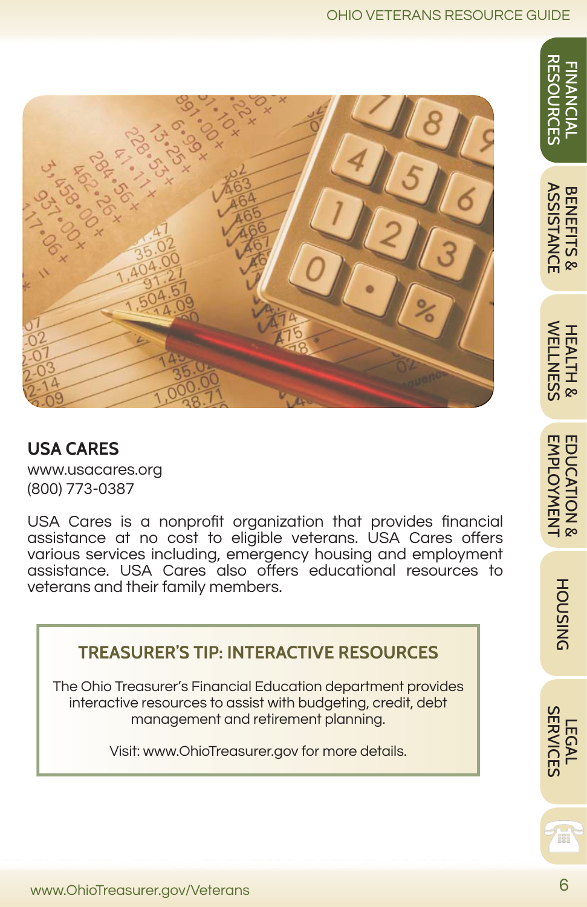## USA CARES

www.usacares.org
(800) 773-0387

USA Cares is a nonprofit organization that provides financial assistance at no cost to eligible veterans. USA Cares offers various services including, emergency housing and employment assistance. USA Cares also offers educational resources to veterans and their family members.

### TREASURER'S TIP: INTERACTIVE RESOURCES

The Ohio Treasurer's Financial Education department provides interactive resources to assist with budgeting, credit, debt management and retirement planning.

Visit: www.OhioTreasurer.gov for more details.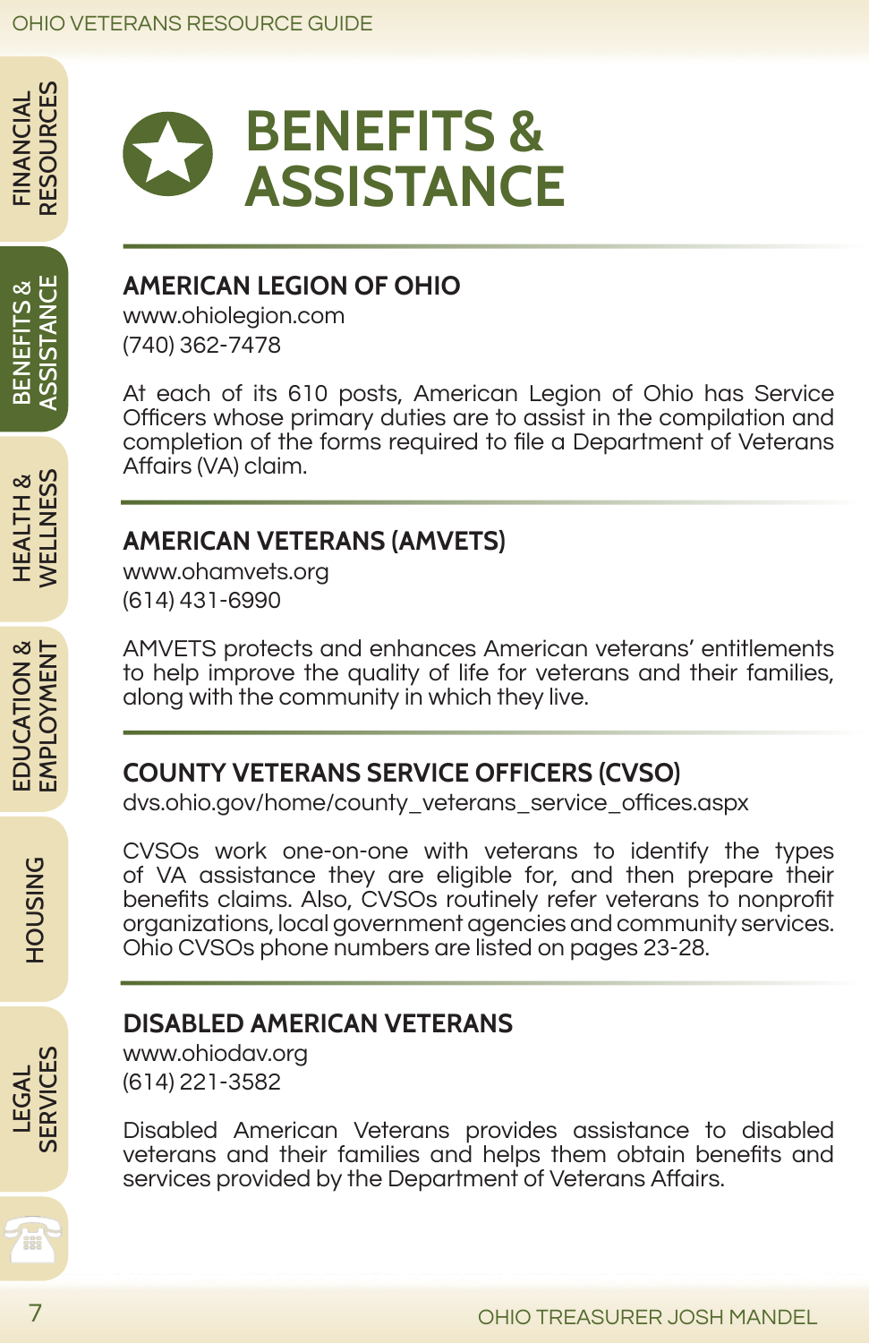# BENEFITS & ASSISTANCE

## AMERICAN LEGION OF OHIO

www.ohiolegion.com
(740) 362-7478

At each of its 610 posts, American Legion of Ohio has Service Officers whose primary duties are to assist in the compilation and completion of the forms required to file a Department of Veterans Affairs (VA) claim.

## AMERICAN VETERANS (AMVETS)

www.ohamvets.org
(614) 431-6990

AMVETS protects and enhances American veterans' entitlements to help improve the quality of life for veterans and their families, along with the community in which they live.

## COUNTY VETERANS SERVICE OFFICERS (CVSO)

dvs.ohio.gov/home/county_veterans_service_offices.aspx

CVSOs work one-on-one with veterans to identify the types of VA assistance they are eligible for, and then prepare their benefits claims. Also, CVSOs routinely refer veterans to nonprofit organizations, local government agencies and community services. Ohio CVSOs phone numbers are listed on pages 23-28.

## DISABLED AMERICAN VETERANS

www.ohiodav.org
(614) 221-3582

Disabled American Veterans provides assistance to disabled veterans and their families and helps them obtain benefits and services provided by the Department of Veterans Affairs.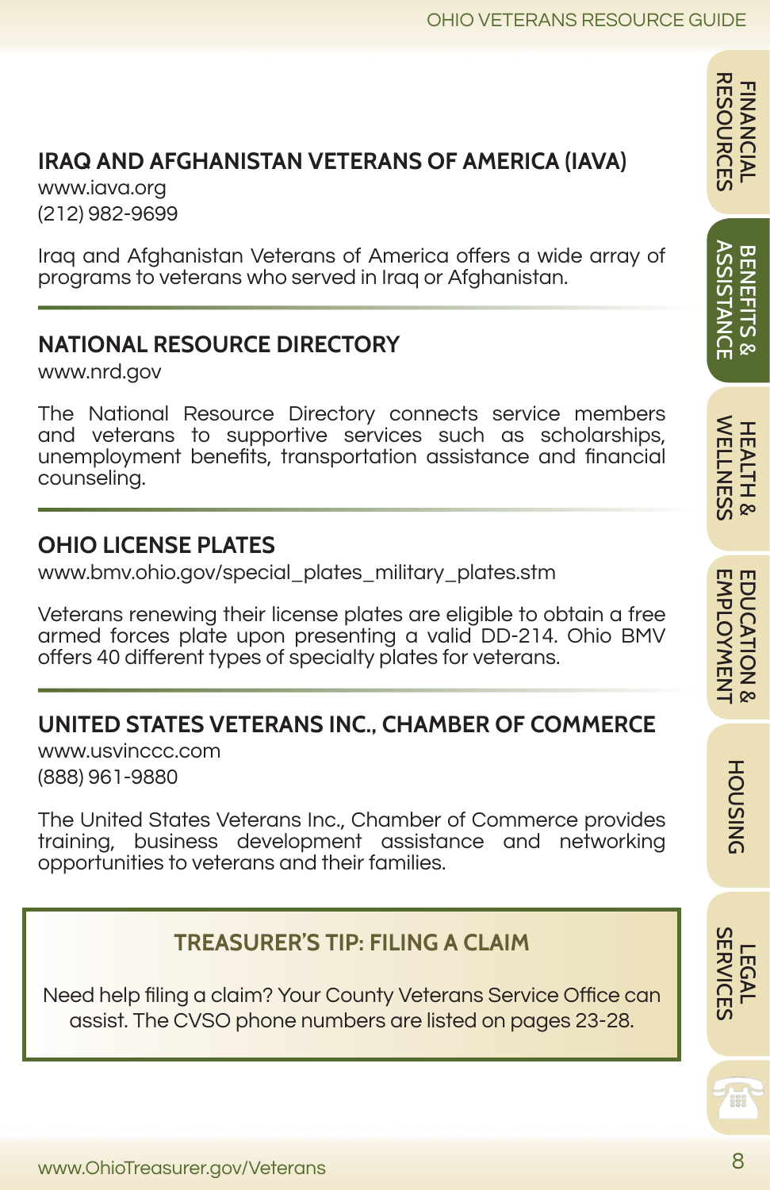## IRAQ AND AFGHANISTAN VETERANS OF AMERICA (IAVA)

www.iava.org
(212) 982-9699

Iraq and Afghanistan Veterans of America offers a wide array of programs to veterans who served in Iraq or Afghanistan.

## NATIONAL RESOURCE DIRECTORY

www.nrd.gov

The National Resource Directory connects service members and veterans to supportive services such as scholarships, unemployment benefits, transportation assistance and financial counseling.

## OHIO LICENSE PLATES

www.bmv.ohio.gov/special_plates_military_plates.stm

Veterans renewing their license plates are eligible to obtain a free armed forces plate upon presenting a valid DD-214. Ohio BMV offers 40 different types of specialty plates for veterans.

## UNITED STATES VETERANS INC., CHAMBER OF COMMERCE

www.usvinccc.com
(888) 961-9880

The United States Veterans Inc., Chamber of Commerce provides training, business development assistance and networking opportunities to veterans and their families.

### TREASURER'S TIP: FILING A CLAIM

Need help filing a claim? Your County Veterans Service Office can assist. The CVSO phone numbers are listed on pages 23-28.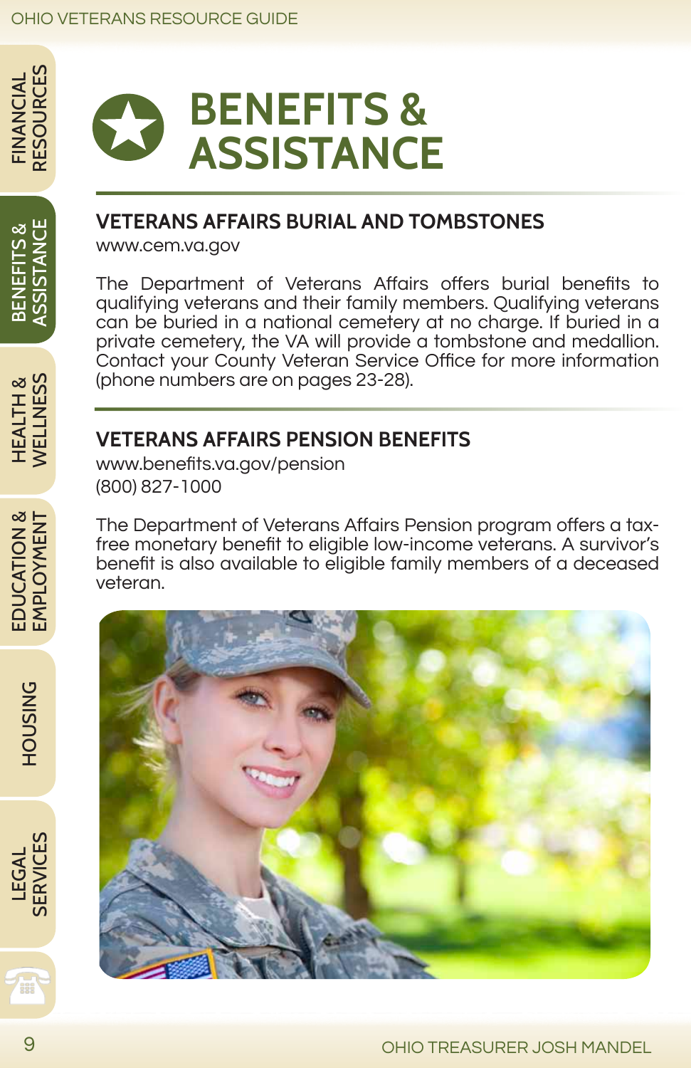# BENEFITS & ASSISTANCE

## VETERANS AFFAIRS BURIAL AND TOMBSTONES

www.cem.va.gov

The Department of Veterans Affairs offers burial benefits to qualifying veterans and their family members. Qualifying veterans can be buried in a national cemetery at no charge. If buried in a private cemetery, the VA will provide a tombstone and medallion. Contact your County Veteran Service Office for more information (phone numbers are on pages 23-28).

## VETERANS AFFAIRS PENSION BENEFITS

www.benefits.va.gov/pension
(800) 827-1000

The Department of Veterans Affairs Pension program offers a tax-free monetary benefit to eligible low-income veterans. A survivor's benefit is also available to eligible family members of a deceased veteran.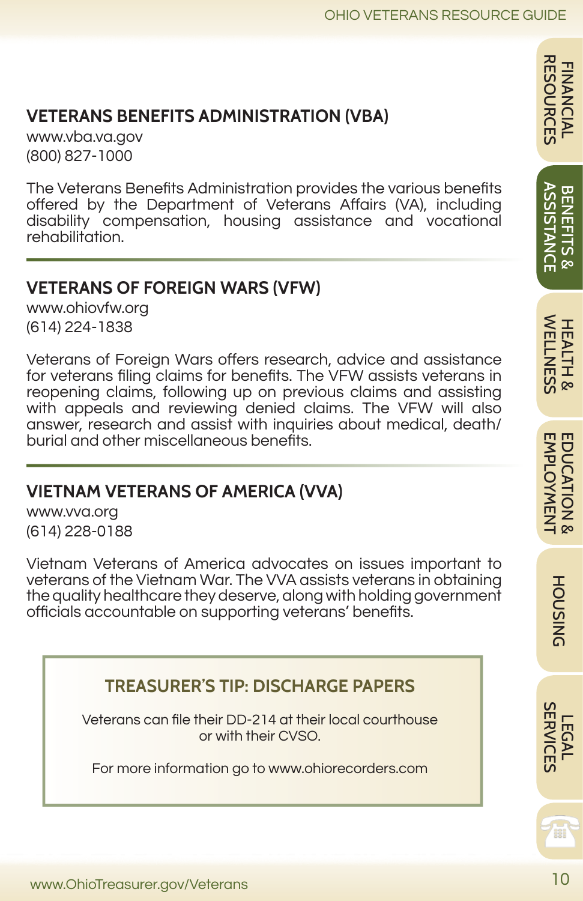## VETERANS BENEFITS ADMINISTRATION (VBA)

www.vba.va.gov
(800) 827-1000

The Veterans Benefits Administration provides the various benefits offered by the Department of Veterans Affairs (VA), including disability compensation, housing assistance and vocational rehabilitation.

## VETERANS OF FOREIGN WARS (VFW)

www.ohiovfw.org
(614) 224-1838

Veterans of Foreign Wars offers research, advice and assistance for veterans filing claims for benefits. The VFW assists veterans in reopening claims, following up on previous claims and assisting with appeals and reviewing denied claims. The VFW will also answer, research and assist with inquiries about medical, death/burial and other miscellaneous benefits.

## VIETNAM VETERANS OF AMERICA (VVA)

www.vva.org
(614) 228-0188

Vietnam Veterans of America advocates on issues important to veterans of the Vietnam War. The VVA assists veterans in obtaining the quality healthcare they deserve, along with holding government officials accountable on supporting veterans' benefits.

### TREASURER'S TIP: DISCHARGE PAPERS

Veterans can file their DD-214 at their local courthouse or with their CVSO.

For more information go to www.ohiorecorders.com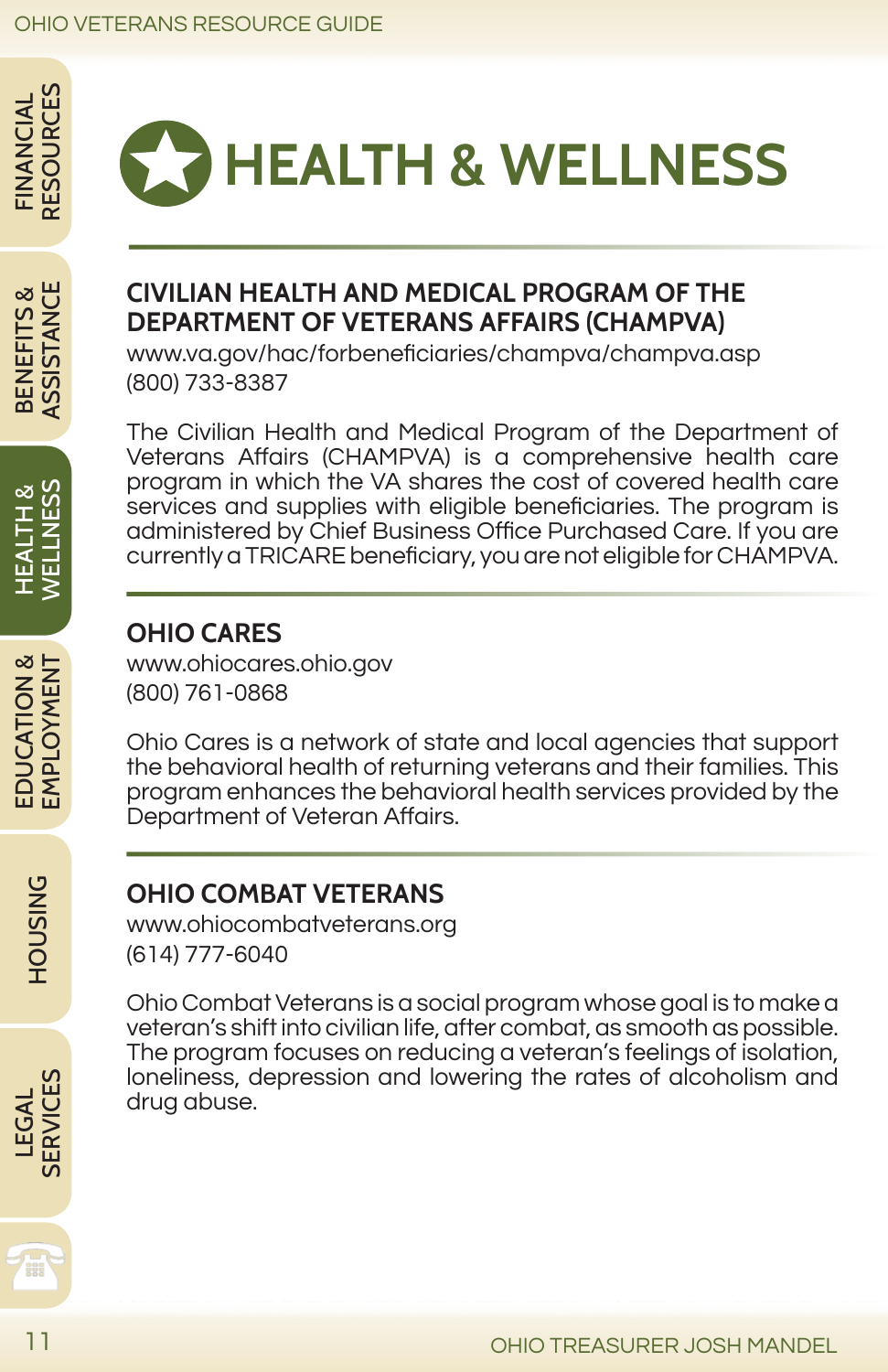# HEALTH & WELLNESS

## CIVILIAN HEALTH AND MEDICAL PROGRAM OF THE DEPARTMENT OF VETERANS AFFAIRS (CHAMPVA)

www.va.gov/hac/forbeneficiaries/champva/champva.asp
(800) 733-8387

The Civilian Health and Medical Program of the Department of Veterans Affairs (CHAMPVA) is a comprehensive health care program in which the VA shares the cost of covered health care services and supplies with eligible beneficiaries. The program is administered by Chief Business Office Purchased Care. If you are currently a TRICARE beneficiary, you are not eligible for CHAMPVA.

## OHIO CARES

www.ohiocares.ohio.gov
(800) 761-0868

Ohio Cares is a network of state and local agencies that support the behavioral health of returning veterans and their families. This program enhances the behavioral health services provided by the Department of Veteran Affairs.

## OHIO COMBAT VETERANS

www.ohiocombatveterans.org
(614) 777-6040

Ohio Combat Veterans is a social program whose goal is to make a veteran's shift into civilian life, after combat, as smooth as possible. The program focuses on reducing a veteran's feelings of isolation, loneliness, depression and lowering the rates of alcoholism and drug abuse.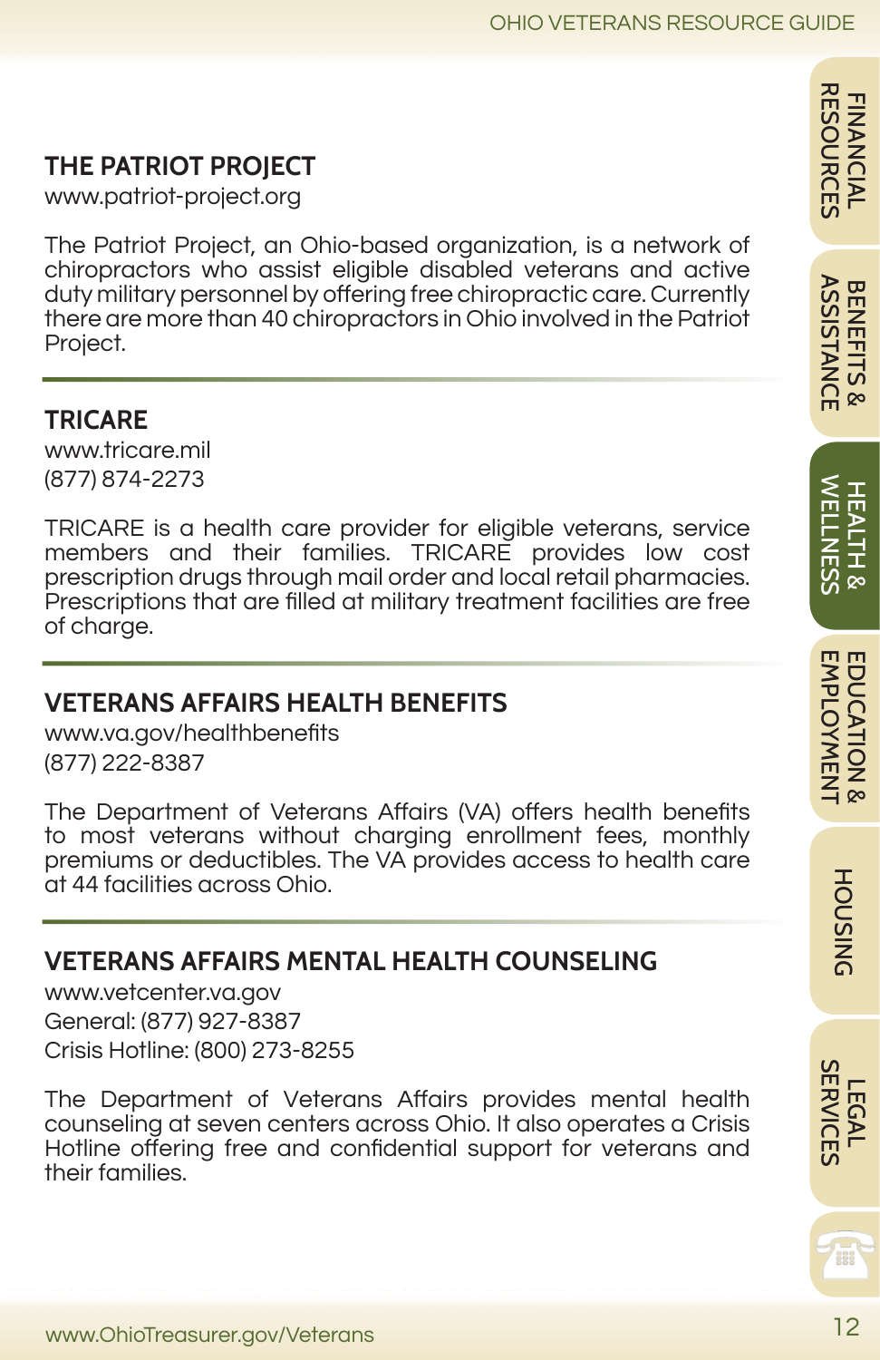## THE PATRIOT PROJECT

www.patriot-project.org

The Patriot Project, an Ohio-based organization, is a network of chiropractors who assist eligible disabled veterans and active duty military personnel by offering free chiropractic care. Currently there are more than 40 chiropractors in Ohio involved in the Patriot Project.

## TRICARE

www.tricare.mil
(877) 874-2273

TRICARE is a health care provider for eligible veterans, service members and their families. TRICARE provides low cost prescription drugs through mail order and local retail pharmacies. Prescriptions that are filled at military treatment facilities are free of charge.

## VETERANS AFFAIRS HEALTH BENEFITS

www.va.gov/healthbenefits
(877) 222-8387

The Department of Veterans Affairs (VA) offers health benefits to most veterans without charging enrollment fees, monthly premiums or deductibles. The VA provides access to health care at 44 facilities across Ohio.

## VETERANS AFFAIRS MENTAL HEALTH COUNSELING

www.vetcenter.va.gov
General: (877) 927-8387
Crisis Hotline: (800) 273-8255

The Department of Veterans Affairs provides mental health counseling at seven centers across Ohio. It also operates a Crisis Hotline offering free and confidential support for veterans and their families.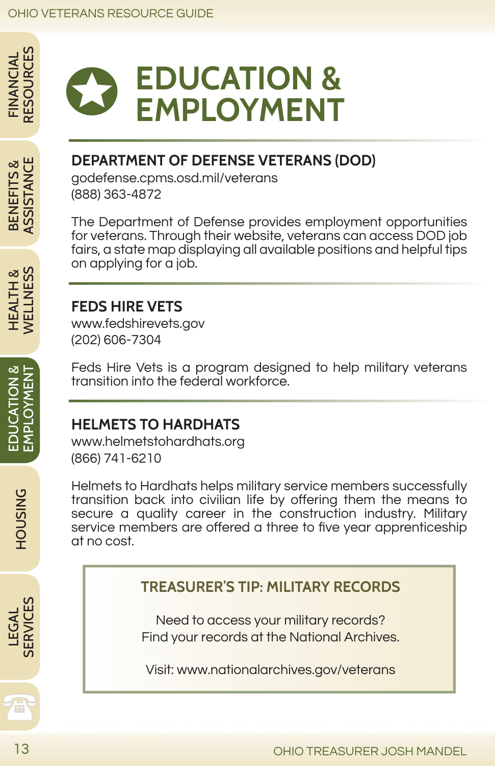# EDUCATION & EMPLOYMENT

## DEPARTMENT OF DEFENSE VETERANS (DOD)

godefense.cpms.osd.mil/veterans
(888) 363-4872

The Department of Defense provides employment opportunities for veterans. Through their website, veterans can access DOD job fairs, a state map displaying all available positions and helpful tips on applying for a job.

## FEDS HIRE VETS

www.fedshirevets.gov
(202) 606-7304

Feds Hire Vets is a program designed to help military veterans transition into the federal workforce.

## HELMETS TO HARDHATS

www.helmetstohardhats.org
(866) 741-6210

Helmets to Hardhats helps military service members successfully transition back into civilian life by offering them the means to secure a quality career in the construction industry. Military service members are offered a three to five year apprenticeship at no cost.

### TREASURER'S TIP: MILITARY RECORDS

Need to access your military records?
Find your records at the National Archives.

Visit: www.nationalarchives.gov/veterans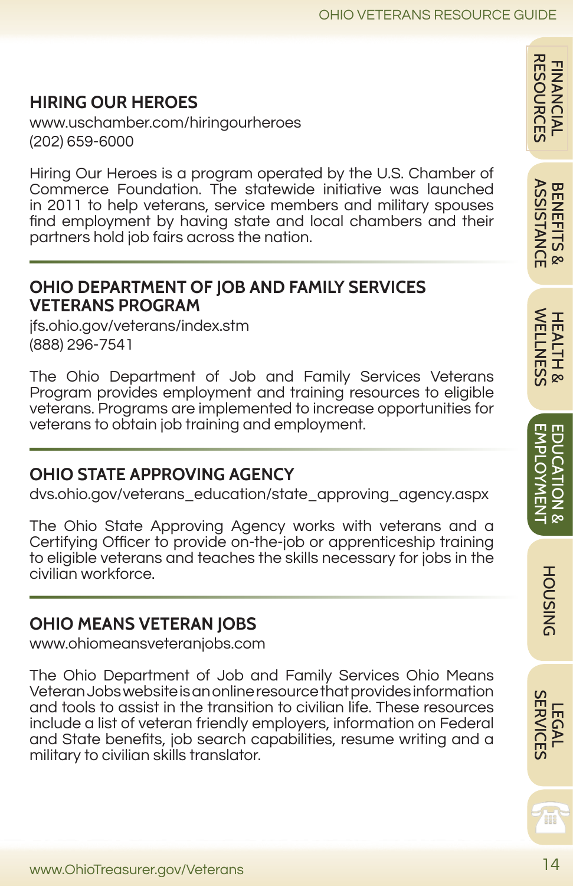## HIRING OUR HEROES

www.uschamber.com/hiringourheroes
(202) 659-6000

Hiring Our Heroes is a program operated by the U.S. Chamber of Commerce Foundation. The statewide initiative was launched in 2011 to help veterans, service members and military spouses find employment by having state and local chambers and their partners hold job fairs across the nation.

## OHIO DEPARTMENT OF JOB AND FAMILY SERVICES VETERANS PROGRAM

jfs.ohio.gov/veterans/index.stm
(888) 296-7541

The Ohio Department of Job and Family Services Veterans Program provides employment and training resources to eligible veterans. Programs are implemented to increase opportunities for veterans to obtain job training and employment.

## OHIO STATE APPROVING AGENCY

dvs.ohio.gov/veterans_education/state_approving_agency.aspx

The Ohio State Approving Agency works with veterans and a Certifying Officer to provide on-the-job or apprenticeship training to eligible veterans and teaches the skills necessary for jobs in the civilian workforce.

## OHIO MEANS VETERAN JOBS

www.ohiomeansveteranjobs.com

The Ohio Department of Job and Family Services Ohio Means Veteran Jobs website is an online resource that provides information and tools to assist in the transition to civilian life. These resources include a list of veteran friendly employers, information on Federal and State benefits, job search capabilities, resume writing and a military to civilian skills translator.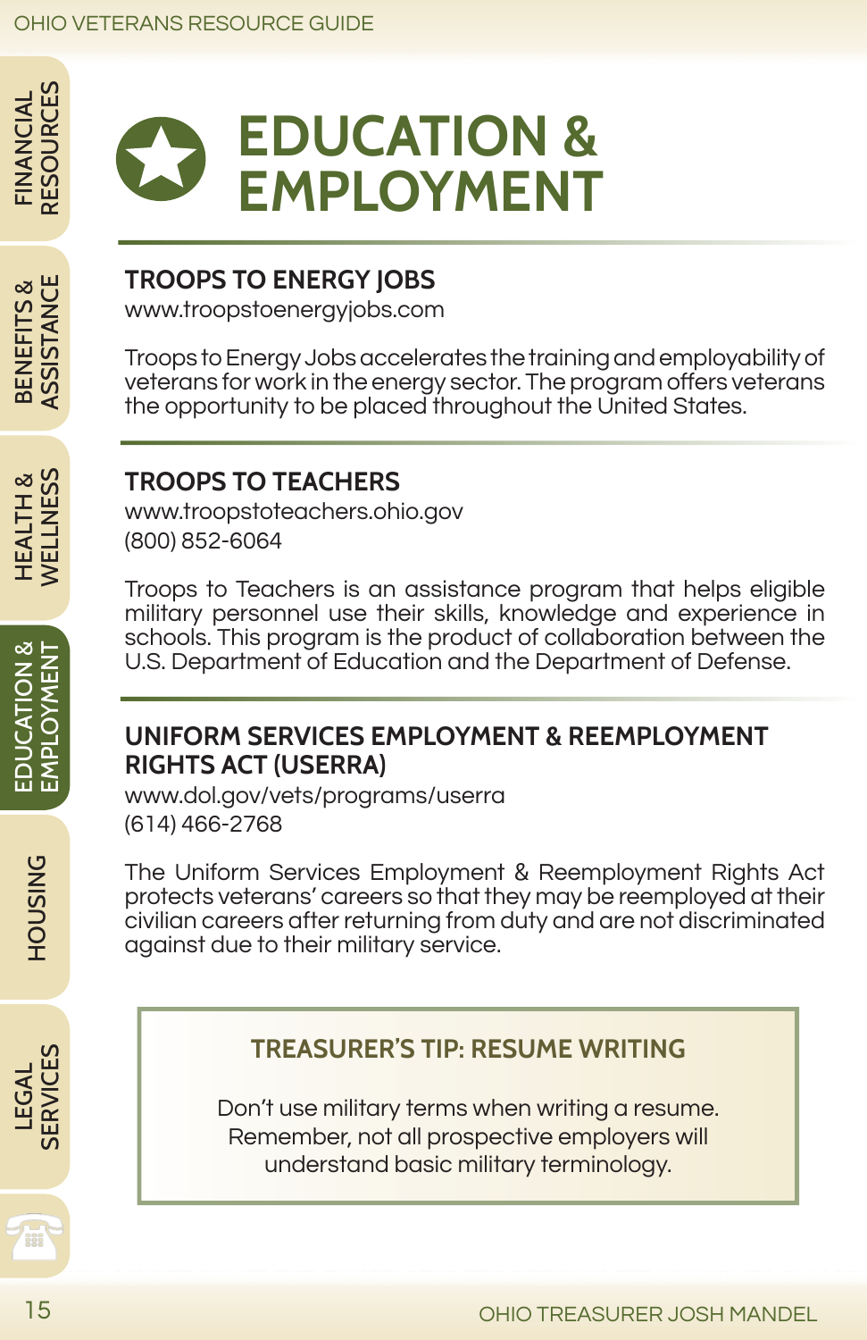# EDUCATION & EMPLOYMENT

## TROOPS TO ENERGY JOBS

www.troopstoenergyjobs.com

Troops to Energy Jobs accelerates the training and employability of veterans for work in the energy sector. The program offers veterans the opportunity to be placed throughout the United States.

## TROOPS TO TEACHERS

www.troopstoteachers.ohio.gov
(800) 852-6064

Troops to Teachers is an assistance program that helps eligible military personnel use their skills, knowledge and experience in schools. This program is the product of collaboration between the U.S. Department of Education and the Department of Defense.

## UNIFORM SERVICES EMPLOYMENT & REEMPLOYMENT RIGHTS ACT (USERRA)

www.dol.gov/vets/programs/userra
(614) 466-2768

The Uniform Services Employment & Reemployment Rights Act protects veterans' careers so that they may be reemployed at their civilian careers after returning from duty and are not discriminated against due to their military service.

### TREASURER'S TIP: RESUME WRITING

Don't use military terms when writing a resume. Remember, not all prospective employers will understand basic military terminology.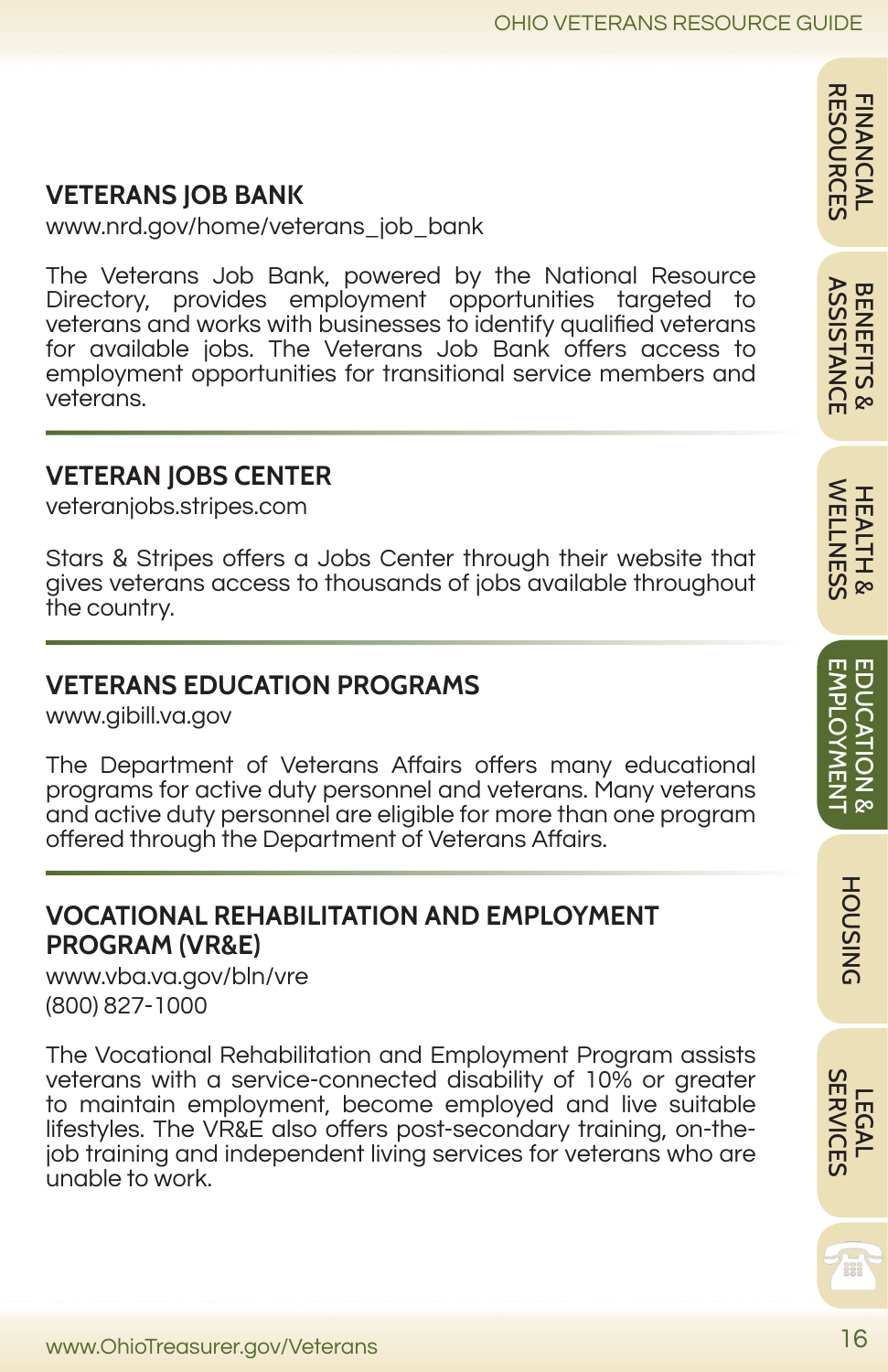## VETERANS JOB BANK

www.nrd.gov/home/veterans_job_bank

The Veterans Job Bank, powered by the National Resource Directory, provides employment opportunities targeted to veterans and works with businesses to identify qualified veterans for available jobs. The Veterans Job Bank offers access to employment opportunities for transitional service members and veterans.

## VETERAN JOBS CENTER

veteranjobs.stripes.com

Stars & Stripes offers a Jobs Center through their website that gives veterans access to thousands of jobs available throughout the country.

## VETERANS EDUCATION PROGRAMS

www.gibill.va.gov

The Department of Veterans Affairs offers many educational programs for active duty personnel and veterans. Many veterans and active duty personnel are eligible for more than one program offered through the Department of Veterans Affairs.

## VOCATIONAL REHABILITATION AND EMPLOYMENT PROGRAM (VR&E)

www.vba.va.gov/bln/vre
(800) 827-1000

The Vocational Rehabilitation and Employment Program assists veterans with a service-connected disability of 10% or greater to maintain employment, become employed and live suitable lifestyles. The VR&E also offers post-secondary training, on-the-job training and independent living services for veterans who are unable to work.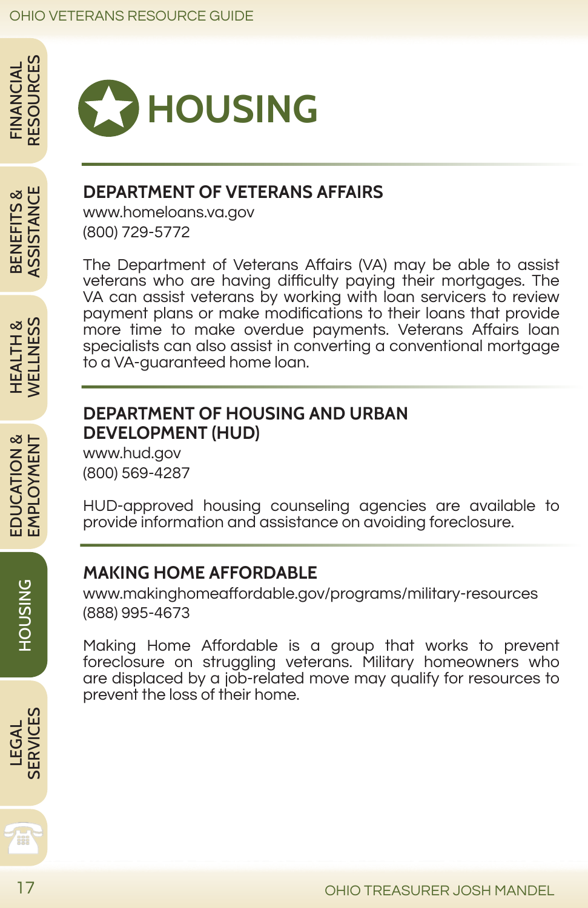# HOUSING

## DEPARTMENT OF VETERANS AFFAIRS

www.homeloans.va.gov
(800) 729-5772

The Department of Veterans Affairs (VA) may be able to assist veterans who are having difficulty paying their mortgages. The VA can assist veterans by working with loan servicers to review payment plans or make modifications to their loans that provide more time to make overdue payments. Veterans Affairs loan specialists can also assist in converting a conventional mortgage to a VA-guaranteed home loan.

## DEPARTMENT OF HOUSING AND URBAN DEVELOPMENT (HUD)

www.hud.gov
(800) 569-4287

HUD-approved housing counseling agencies are available to provide information and assistance on avoiding foreclosure.

## MAKING HOME AFFORDABLE

www.makinghomeaffordable.gov/programs/military-resources
(888) 995-4673

Making Home Affordable is a group that works to prevent foreclosure on struggling veterans. Military homeowners who are displaced by a job-related move may qualify for resources to prevent the loss of their home.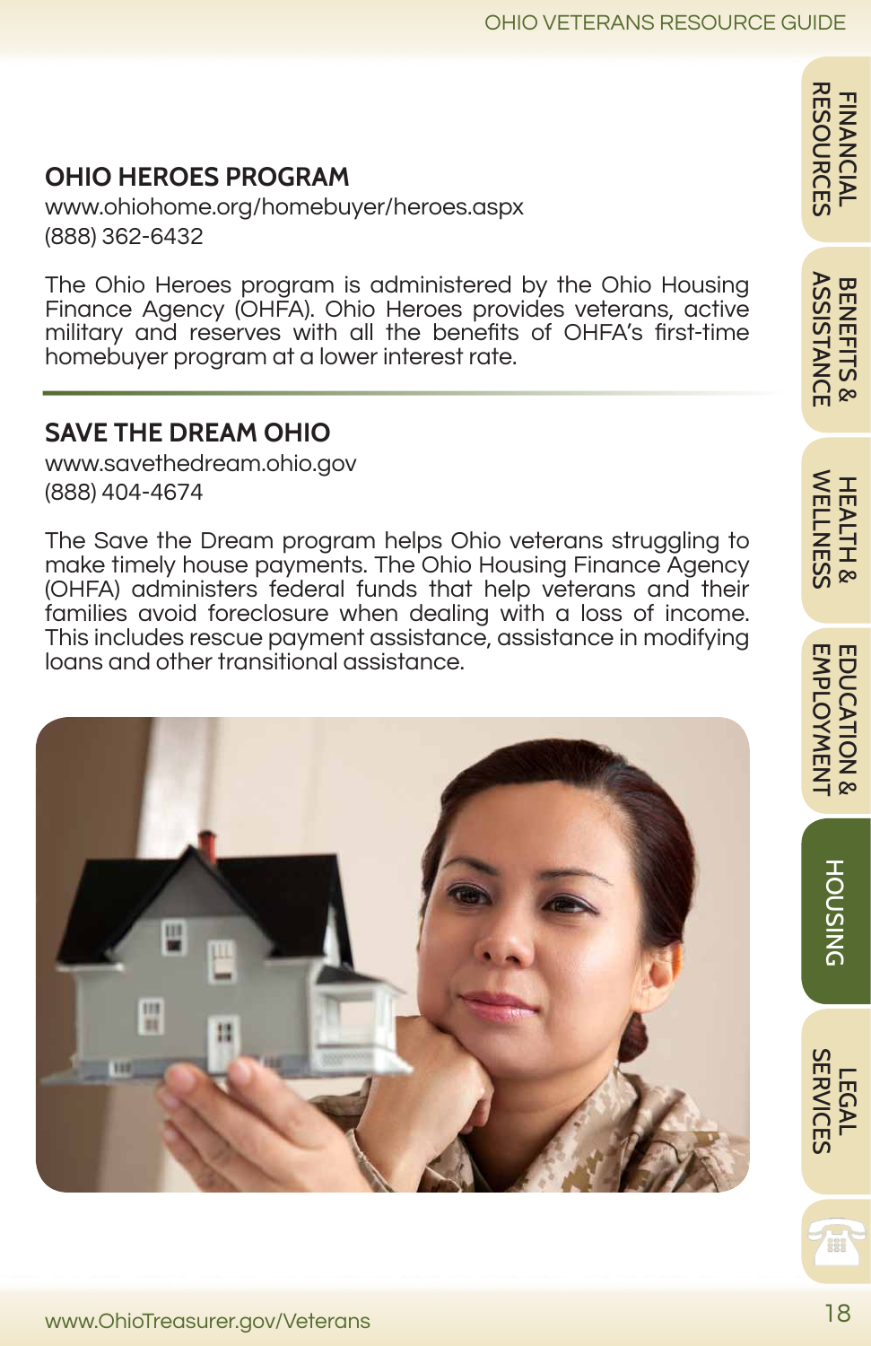## OHIO HEROES PROGRAM

www.ohiohome.org/homebuyer/heroes.aspx
(888) 362-6432

The Ohio Heroes program is administered by the Ohio Housing Finance Agency (OHFA). Ohio Heroes provides veterans, active military and reserves with all the benefits of OHFA's first-time homebuyer program at a lower interest rate.

## SAVE THE DREAM OHIO

www.savethedream.ohio.gov
(888) 404-4674

The Save the Dream program helps Ohio veterans struggling to make timely house payments. The Ohio Housing Finance Agency (OHFA) administers federal funds that help veterans and their families avoid foreclosure when dealing with a loss of income. This includes rescue payment assistance, assistance in modifying loans and other transitional assistance.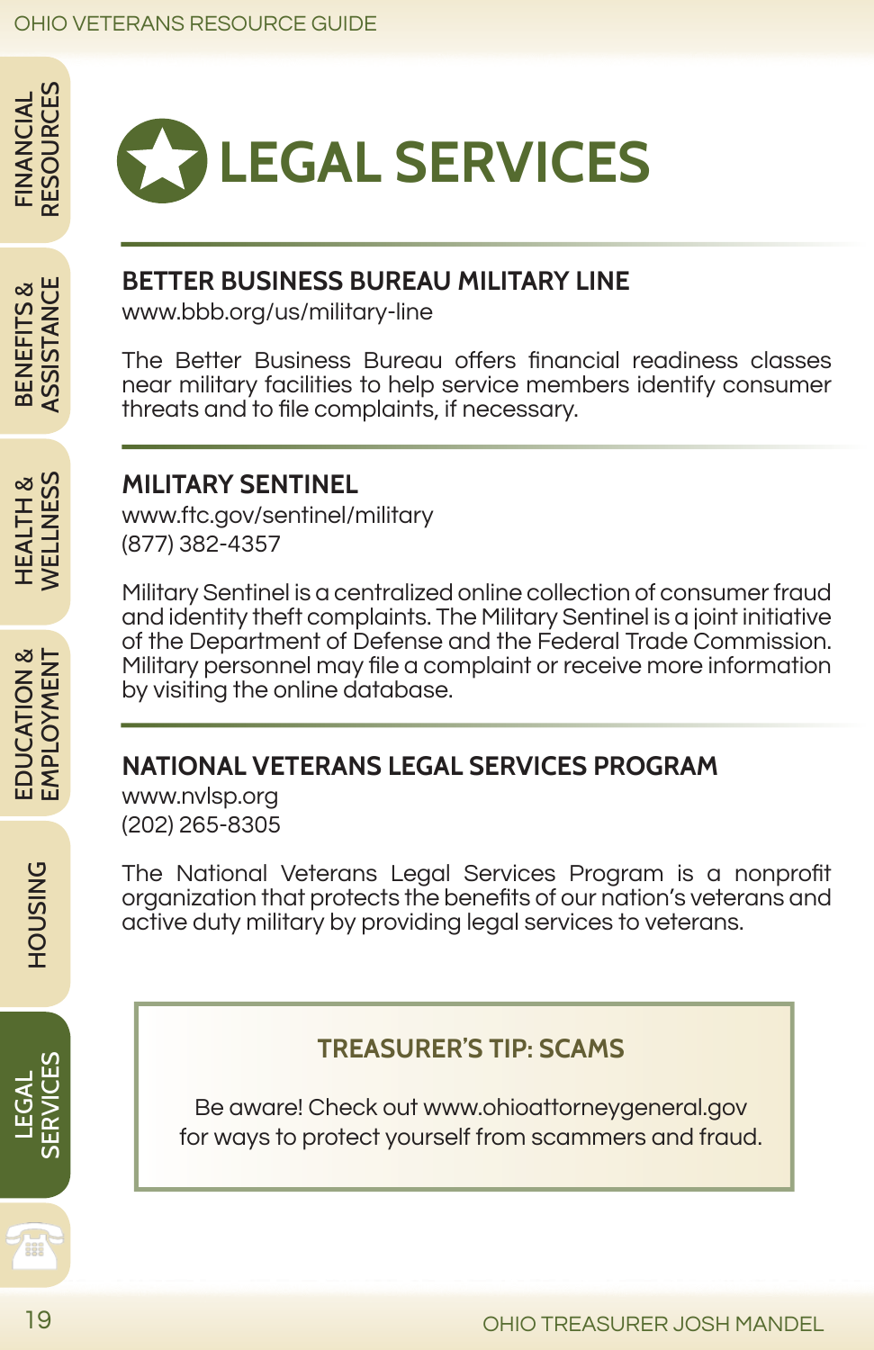# LEGAL SERVICES

## BETTER BUSINESS BUREAU MILITARY LINE

www.bbb.org/us/military-line

The Better Business Bureau offers financial readiness classes near military facilities to help service members identify consumer threats and to file complaints, if necessary.

## MILITARY SENTINEL

www.ftc.gov/sentinel/military
(877) 382-4357

Military Sentinel is a centralized online collection of consumer fraud and identity theft complaints. The Military Sentinel is a joint initiative of the Department of Defense and the Federal Trade Commission. Military personnel may file a complaint or receive more information by visiting the online database.

## NATIONAL VETERANS LEGAL SERVICES PROGRAM

www.nvlsp.org
(202) 265-8305

The National Veterans Legal Services Program is a nonprofit organization that protects the benefits of our nation's veterans and active duty military by providing legal services to veterans.

### TREASURER'S TIP: SCAMS

Be aware! Check out www.ohioattorneygeneral.gov for ways to protect yourself from scammers and fraud.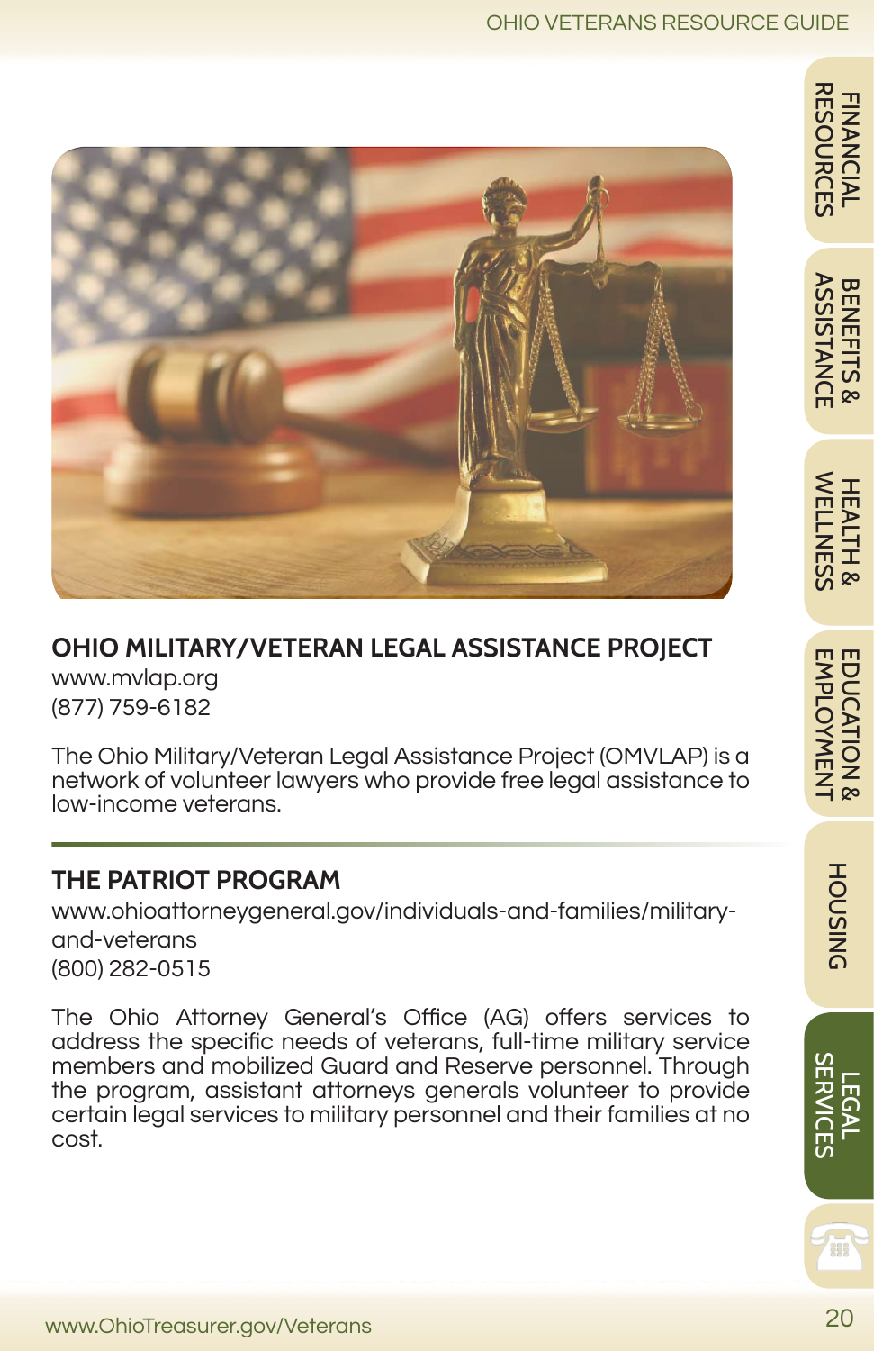## OHIO MILITARY/VETERAN LEGAL ASSISTANCE PROJECT

www.mvlap.org
(877) 759-6182

The Ohio Military/Veteran Legal Assistance Project (OMVLAP) is a network of volunteer lawyers who provide free legal assistance to low-income veterans.

## THE PATRIOT PROGRAM

www.ohioattorneygeneral.gov/individuals-and-families/military-and-veterans
(800) 282-0515

The Ohio Attorney General's Office (AG) offers services to address the specific needs of veterans, full-time military service members and mobilized Guard and Reserve personnel. Through the program, assistant attorneys generals volunteer to provide certain legal services to military personnel and their families at no cost.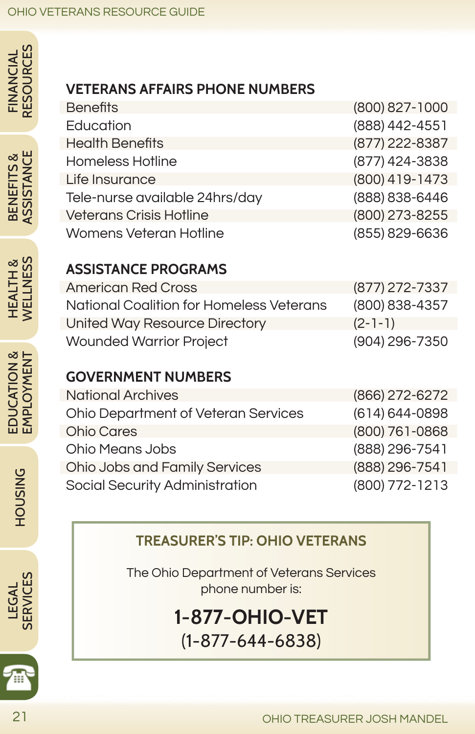## VETERANS AFFAIRS PHONE NUMBERS

| | |
|---|---|
| Benefits | (800) 827-1000 |
| Education | (888) 442-4551 |
| Health Benefits | (877) 222-8387 |
| Homeless Hotline | (877) 424-3838 |
| Life Insurance | (800) 419-1473 |
| Tele-nurse available 24hrs/day | (888) 838-6446 |
| Veterans Crisis Hotline | (800) 273-8255 |
| Womens Veteran Hotline | (855) 829-6636 |

## ASSISTANCE PROGRAMS

| | |
|---|---|
| American Red Cross | (877) 272-7337 |
| National Coalition for Homeless Veterans | (800) 838-4357 |
| United Way Resource Directory | (2-1-1) |
| Wounded Warrior Project | (904) 296-7350 |

## GOVERNMENT NUMBERS

| | |
|---|---|
| National Archives | (866) 272-6272 |
| Ohio Department of Veteran Services | (614) 644-0898 |
| Ohio Cares | (800) 761-0868 |
| Ohio Means Jobs | (888) 296-7541 |
| Ohio Jobs and Family Services | (888) 296-7541 |
| Social Security Administration | (800) 772-1213 |

### TREASURER'S TIP: OHIO VETERANS

The Ohio Department of Veterans Services phone number is:

**1-877-OHIO-VET**
(1-877-644-6838)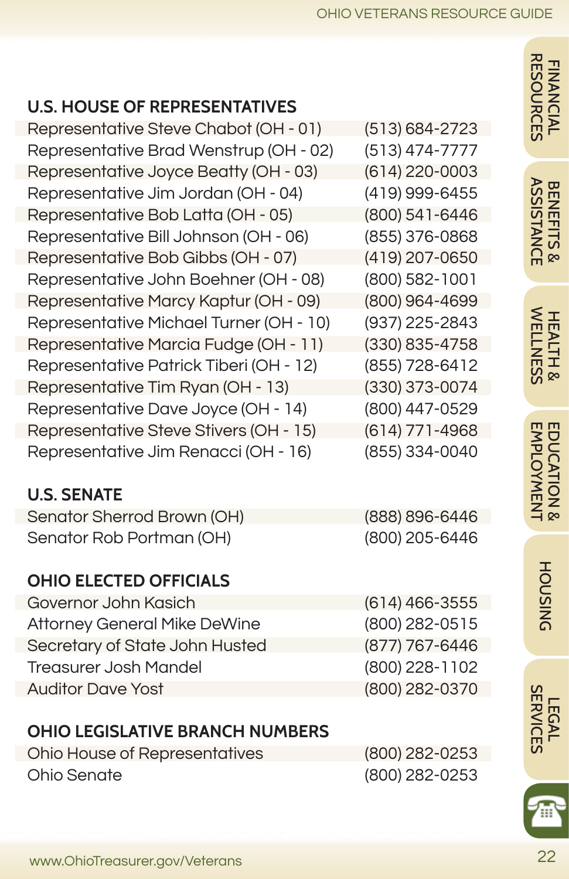## U.S. HOUSE OF REPRESENTATIVES

| | |
|---|---|
| Representative Steve Chabot (OH - 01) | (513) 684-2723 |
| Representative Brad Wenstrup (OH - 02) | (513) 474-7777 |
| Representative Joyce Beatty (OH - 03) | (614) 220-0003 |
| Representative Jim Jordan (OH - 04) | (419) 999-6455 |
| Representative Bob Latta (OH - 05) | (800) 541-6446 |
| Representative Bill Johnson (OH - 06) | (855) 376-0868 |
| Representative Bob Gibbs (OH - 07) | (419) 207-0650 |
| Representative John Boehner (OH - 08) | (800) 582-1001 |
| Representative Marcy Kaptur (OH - 09) | (800) 964-4699 |
| Representative Michael Turner (OH - 10) | (937) 225-2843 |
| Representative Marcia Fudge (OH - 11) | (330) 835-4758 |
| Representative Patrick Tiberi (OH - 12) | (855) 728-6412 |
| Representative Tim Ryan (OH - 13) | (330) 373-0074 |
| Representative Dave Joyce (OH - 14) | (800) 447-0529 |
| Representative Steve Stivers (OH - 15) | (614) 771-4968 |
| Representative Jim Renacci (OH - 16) | (855) 334-0040 |

## U.S. SENATE

| | |
|---|---|
| Senator Sherrod Brown (OH) | (888) 896-6446 |
| Senator Rob Portman (OH) | (800) 205-6446 |

## OHIO ELECTED OFFICIALS

| | |
|---|---|
| Governor John Kasich | (614) 466-3555 |
| Attorney General Mike DeWine | (800) 282-0515 |
| Secretary of State John Husted | (877) 767-6446 |
| Treasurer Josh Mandel | (800) 228-1102 |
| Auditor Dave Yost | (800) 282-0370 |

## OHIO LEGISLATIVE BRANCH NUMBERS

| | |
|---|---|
| Ohio House of Representatives | (800) 282-0253 |
| Ohio Senate | (800) 282-0253 |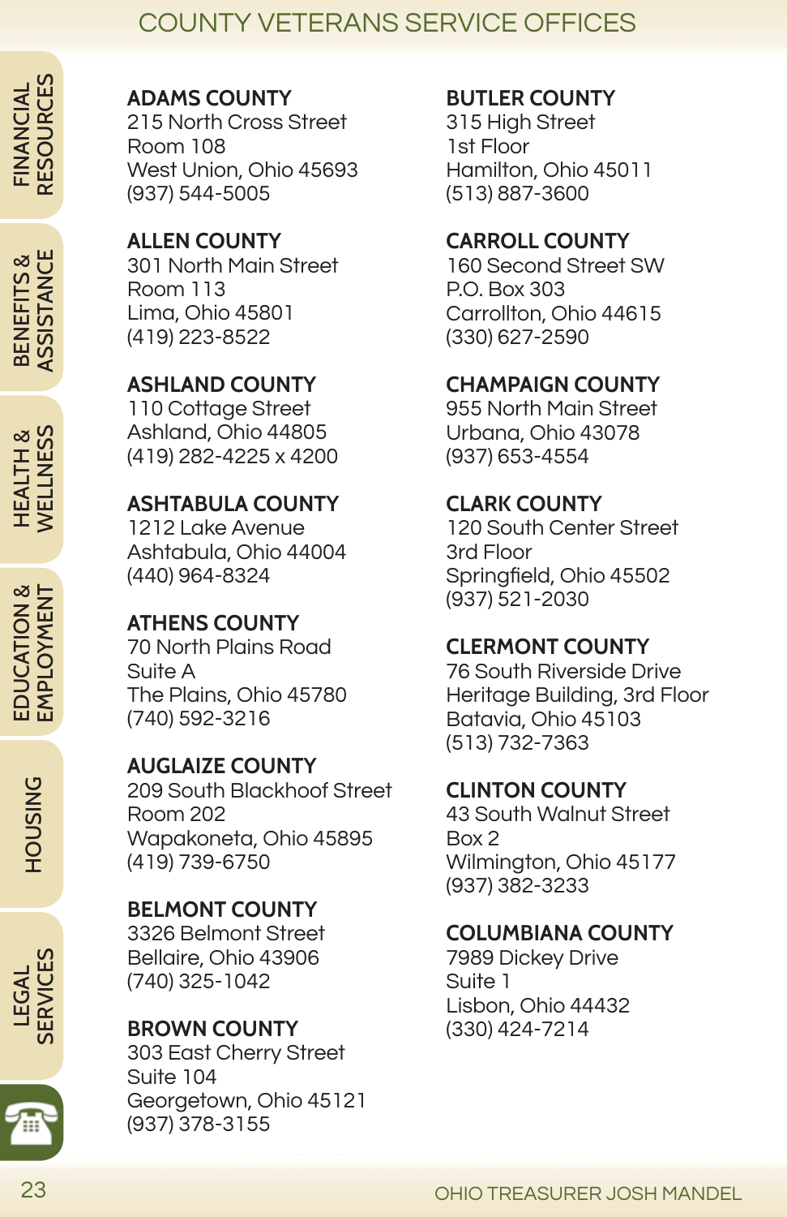# COUNTY VETERANS SERVICE OFFICES

**ADAMS COUNTY**
215 North Cross Street
Room 108
West Union, Ohio 45693
(937) 544-5005

**ALLEN COUNTY**
301 North Main Street
Room 113
Lima, Ohio 45801
(419) 223-8522

**ASHLAND COUNTY**
110 Cottage Street
Ashland, Ohio 44805
(419) 282-4225 x 4200

**ASHTABULA COUNTY**
1212 Lake Avenue
Ashtabula, Ohio 44004
(440) 964-8324

**ATHENS COUNTY**
70 North Plains Road
Suite A
The Plains, Ohio 45780
(740) 592-3216

**AUGLAIZE COUNTY**
209 South Blackhoof Street
Room 202
Wapakoneta, Ohio 45895
(419) 739-6750

**BELMONT COUNTY**
3326 Belmont Street
Bellaire, Ohio 43906
(740) 325-1042

**BROWN COUNTY**
303 East Cherry Street
Suite 104
Georgetown, Ohio 45121
(937) 378-3155

**BUTLER COUNTY**
315 High Street
1st Floor
Hamilton, Ohio 45011
(513) 887-3600

**CARROLL COUNTY**
160 Second Street SW
P.O. Box 303
Carrollton, Ohio 44615
(330) 627-2590

**CHAMPAIGN COUNTY**
955 North Main Street
Urbana, Ohio 43078
(937) 653-4554

**CLARK COUNTY**
120 South Center Street
3rd Floor
Springfield, Ohio 45502
(937) 521-2030

**CLERMONT COUNTY**
76 South Riverside Drive
Heritage Building, 3rd Floor
Batavia, Ohio 45103
(513) 732-7363

**CLINTON COUNTY**
43 South Walnut Street
Box 2
Wilmington, Ohio 45177
(937) 382-3233

**COLUMBIANA COUNTY**
7989 Dickey Drive
Suite 1
Lisbon, Ohio 44432
(330) 424-7214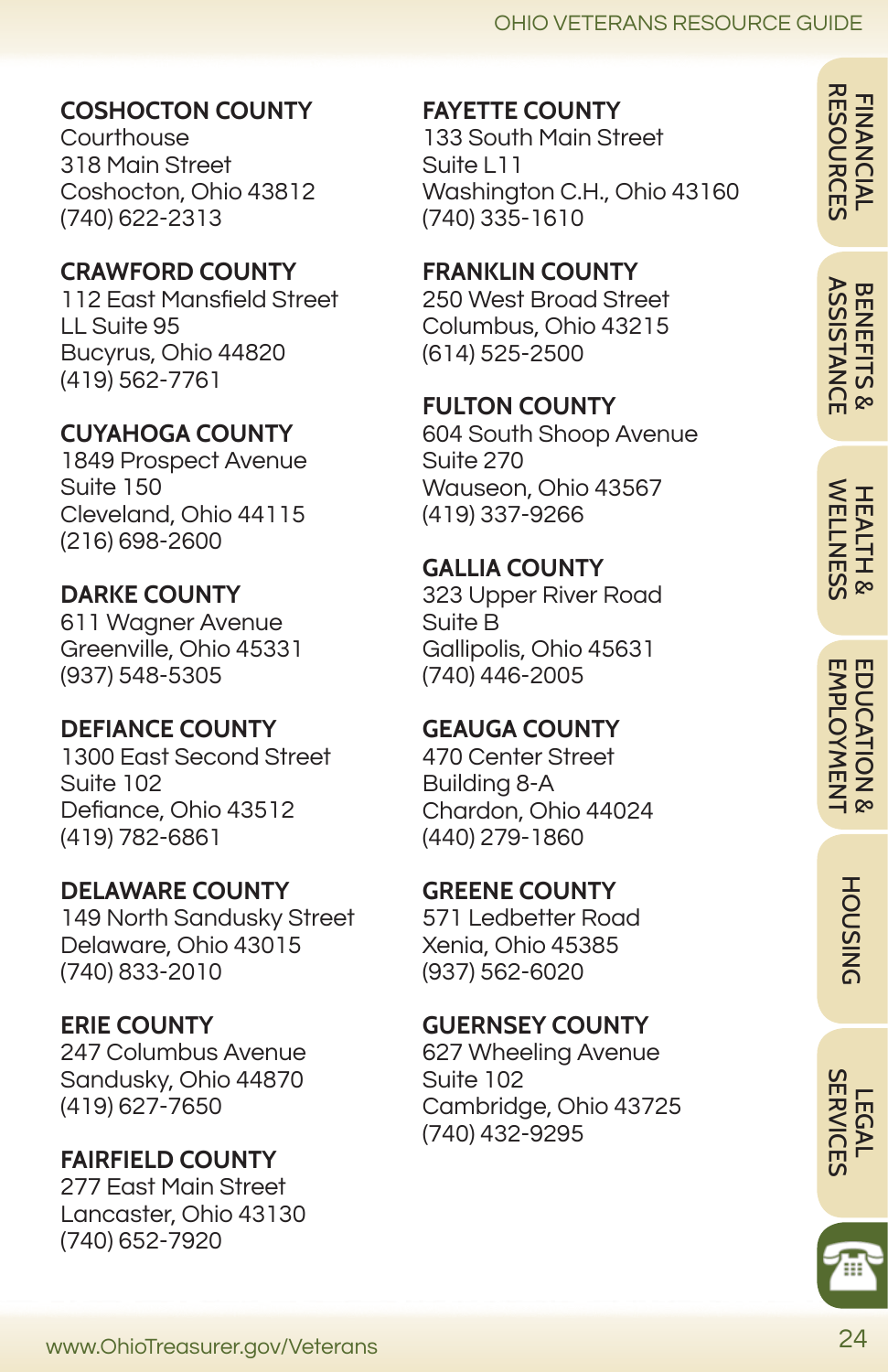**COSHOCTON COUNTY**
Courthouse
318 Main Street
Coshocton, Ohio 43812
(740) 622-2313

**CRAWFORD COUNTY**
112 East Mansfield Street
LL Suite 95
Bucyrus, Ohio 44820
(419) 562-7761

**CUYAHOGA COUNTY**
1849 Prospect Avenue
Suite 150
Cleveland, Ohio 44115
(216) 698-2600

**DARKE COUNTY**
611 Wagner Avenue
Greenville, Ohio 45331
(937) 548-5305

**DEFIANCE COUNTY**
1300 East Second Street
Suite 102
Defiance, Ohio 43512
(419) 782-6861

**DELAWARE COUNTY**
149 North Sandusky Street
Delaware, Ohio 43015
(740) 833-2010

**ERIE COUNTY**
247 Columbus Avenue
Sandusky, Ohio 44870
(419) 627-7650

**FAIRFIELD COUNTY**
277 East Main Street
Lancaster, Ohio 43130
(740) 652-7920

**FAYETTE COUNTY**
133 South Main Street
Suite L11
Washington C.H., Ohio 43160
(740) 335-1610

**FRANKLIN COUNTY**
250 West Broad Street
Columbus, Ohio 43215
(614) 525-2500

**FULTON COUNTY**
604 South Shoop Avenue
Suite 270
Wauseon, Ohio 43567
(419) 337-9266

**GALLIA COUNTY**
323 Upper River Road
Suite B
Gallipolis, Ohio 45631
(740) 446-2005

**GEAUGA COUNTY**
470 Center Street
Building 8-A
Chardon, Ohio 44024
(440) 279-1860

**GREENE COUNTY**
571 Ledbetter Road
Xenia, Ohio 45385
(937) 562-6020

**GUERNSEY COUNTY**
627 Wheeling Avenue
Suite 102
Cambridge, Ohio 43725
(740) 432-9295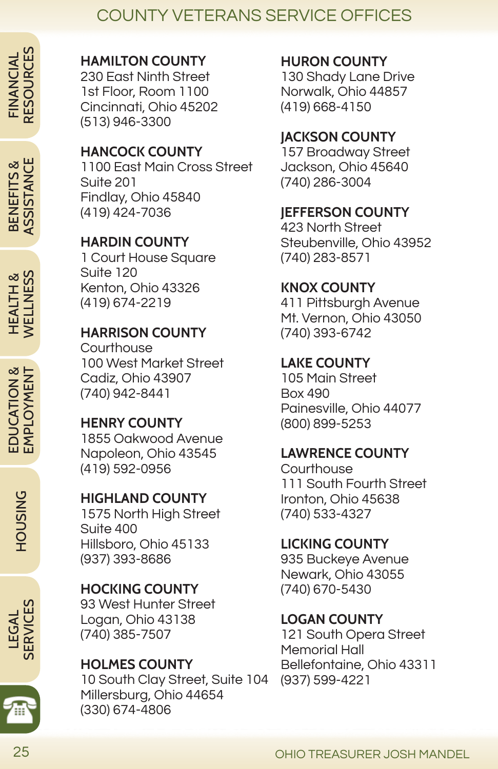# COUNTY VETERANS SERVICE OFFICES

**HAMILTON COUNTY**
230 East Ninth Street
1st Floor, Room 1100
Cincinnati, Ohio 45202
(513) 946-3300

**HANCOCK COUNTY**
1100 East Main Cross Street
Suite 201
Findlay, Ohio 45840
(419) 424-7036

**HARDIN COUNTY**
1 Court House Square
Suite 120
Kenton, Ohio 43326
(419) 674-2219

**HARRISON COUNTY**
Courthouse
100 West Market Street
Cadiz, Ohio 43907
(740) 942-8441

**HENRY COUNTY**
1855 Oakwood Avenue
Napoleon, Ohio 43545
(419) 592-0956

**HIGHLAND COUNTY**
1575 North High Street
Suite 400
Hillsboro, Ohio 45133
(937) 393-8686

**HOCKING COUNTY**
93 West Hunter Street
Logan, Ohio 43138
(740) 385-7507

**HOLMES COUNTY**
10 South Clay Street, Suite 104
Millersburg, Ohio 44654
(330) 674-4806

**HURON COUNTY**
130 Shady Lane Drive
Norwalk, Ohio 44857
(419) 668-4150

**JACKSON COUNTY**
157 Broadway Street
Jackson, Ohio 45640
(740) 286-3004

**JEFFERSON COUNTY**
423 North Street
Steubenville, Ohio 43952
(740) 283-8571

**KNOX COUNTY**
411 Pittsburgh Avenue
Mt. Vernon, Ohio 43050
(740) 393-6742

**LAKE COUNTY**
105 Main Street
Box 490
Painesville, Ohio 44077
(800) 899-5253

**LAWRENCE COUNTY**
Courthouse
111 South Fourth Street
Ironton, Ohio 45638
(740) 533-4327

**LICKING COUNTY**
935 Buckeye Avenue
Newark, Ohio 43055
(740) 670-5430

**LOGAN COUNTY**
121 South Opera Street
Memorial Hall
Bellefontaine, Ohio 43311
(937) 599-4221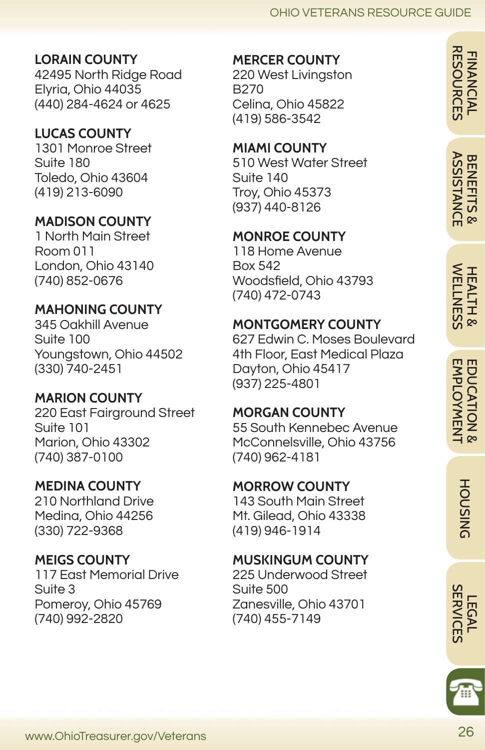**LORAIN COUNTY**
42495 North Ridge Road
Elyria, Ohio 44035
(440) 284-4624 or 4625

**LUCAS COUNTY**
1301 Monroe Street
Suite 180
Toledo, Ohio 43604
(419) 213-6090

**MADISON COUNTY**
1 North Main Street
Room 011
London, Ohio 43140
(740) 852-0676

**MAHONING COUNTY**
345 Oakhill Avenue
Suite 100
Youngstown, Ohio 44502
(330) 740-2451

**MARION COUNTY**
220 East Fairground Street
Suite 101
Marion, Ohio 43302
(740) 387-0100

**MEDINA COUNTY**
210 Northland Drive
Medina, Ohio 44256
(330) 722-9368

**MEIGS COUNTY**
117 East Memorial Drive
Suite 3
Pomeroy, Ohio 45769
(740) 992-2820

**MERCER COUNTY**
220 West Livingston
B270
Celina, Ohio 45822
(419) 586-3542

**MIAMI COUNTY**
510 West Water Street
Suite 140
Troy, Ohio 45373
(937) 440-8126

**MONROE COUNTY**
118 Home Avenue
Box 542
Woodsfield, Ohio 43793
(740) 472-0743

**MONTGOMERY COUNTY**
627 Edwin C. Moses Boulevard
4th Floor, East Medical Plaza
Dayton, Ohio 45417
(937) 225-4801

**MORGAN COUNTY**
55 South Kennebec Avenue
McConnelsville, Ohio 43756
(740) 962-4181

**MORROW COUNTY**
143 South Main Street
Mt. Gilead, Ohio 43338
(419) 946-1914

**MUSKINGUM COUNTY**
225 Underwood Street
Suite 500
Zanesville, Ohio 43701
(740) 455-7149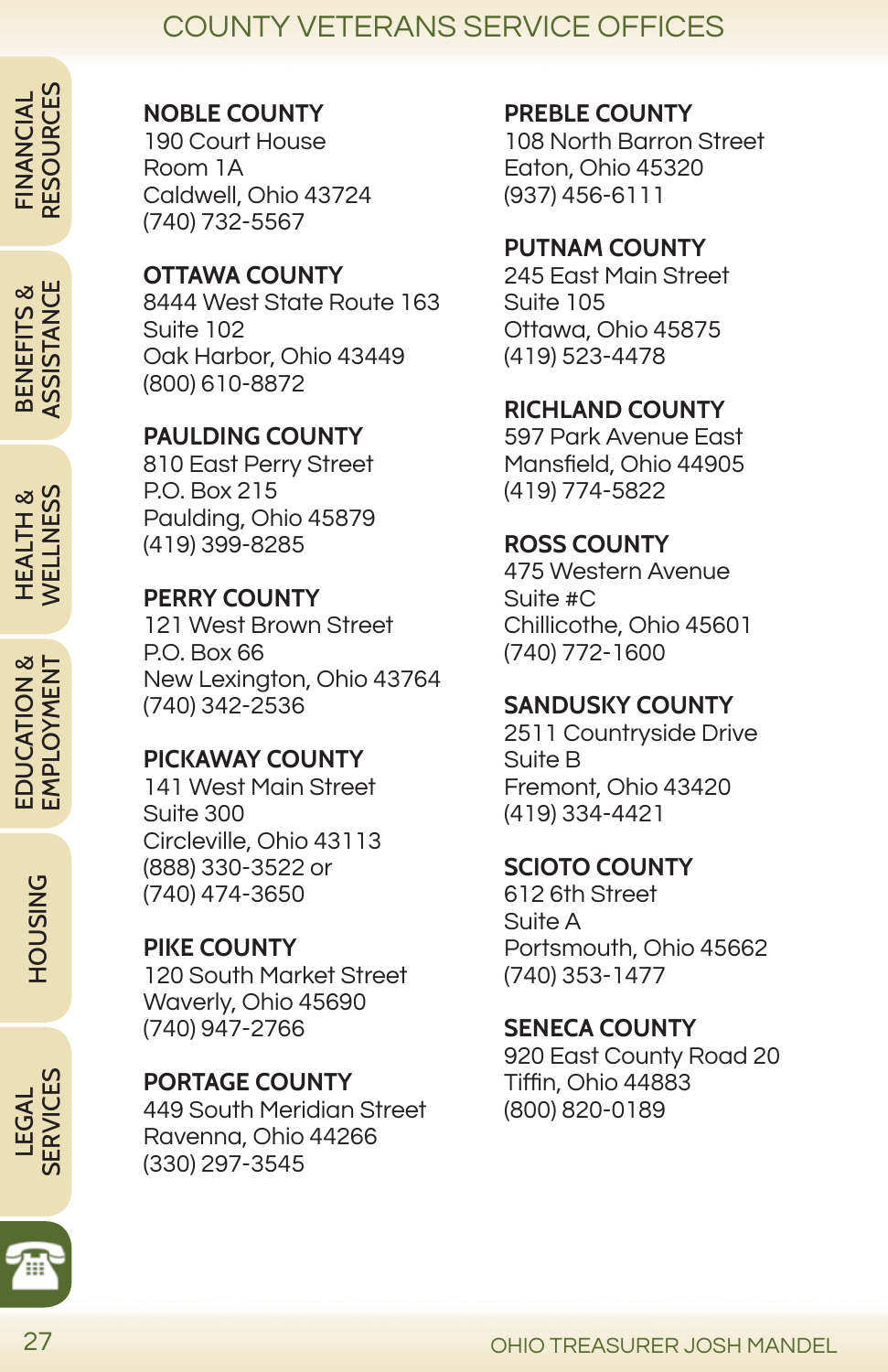# COUNTY VETERANS SERVICE OFFICES

**NOBLE COUNTY**
190 Court House
Room 1A
Caldwell, Ohio 43724
(740) 732-5567

**OTTAWA COUNTY**
8444 West State Route 163
Suite 102
Oak Harbor, Ohio 43449
(800) 610-8872

**PAULDING COUNTY**
810 East Perry Street
P.O. Box 215
Paulding, Ohio 45879
(419) 399-8285

**PERRY COUNTY**
121 West Brown Street
P.O. Box 66
New Lexington, Ohio 43764
(740) 342-2536

**PICKAWAY COUNTY**
141 West Main Street
Suite 300
Circleville, Ohio 43113
(888) 330-3522 or
(740) 474-3650

**PIKE COUNTY**
120 South Market Street
Waverly, Ohio 45690
(740) 947-2766

**PORTAGE COUNTY**
449 South Meridian Street
Ravenna, Ohio 44266
(330) 297-3545

**PREBLE COUNTY**
108 North Barron Street
Eaton, Ohio 45320
(937) 456-6111

**PUTNAM COUNTY**
245 East Main Street
Suite 105
Ottawa, Ohio 45875
(419) 523-4478

**RICHLAND COUNTY**
597 Park Avenue East
Mansfield, Ohio 44905
(419) 774-5822

**ROSS COUNTY**
475 Western Avenue
Suite #C
Chillicothe, Ohio 45601
(740) 772-1600

**SANDUSKY COUNTY**
2511 Countryside Drive
Suite B
Fremont, Ohio 43420
(419) 334-4421

**SCIOTO COUNTY**
612 6th Street
Suite A
Portsmouth, Ohio 45662
(740) 353-1477

**SENECA COUNTY**
920 East County Road 20
Tiffin, Ohio 44883
(800) 820-0189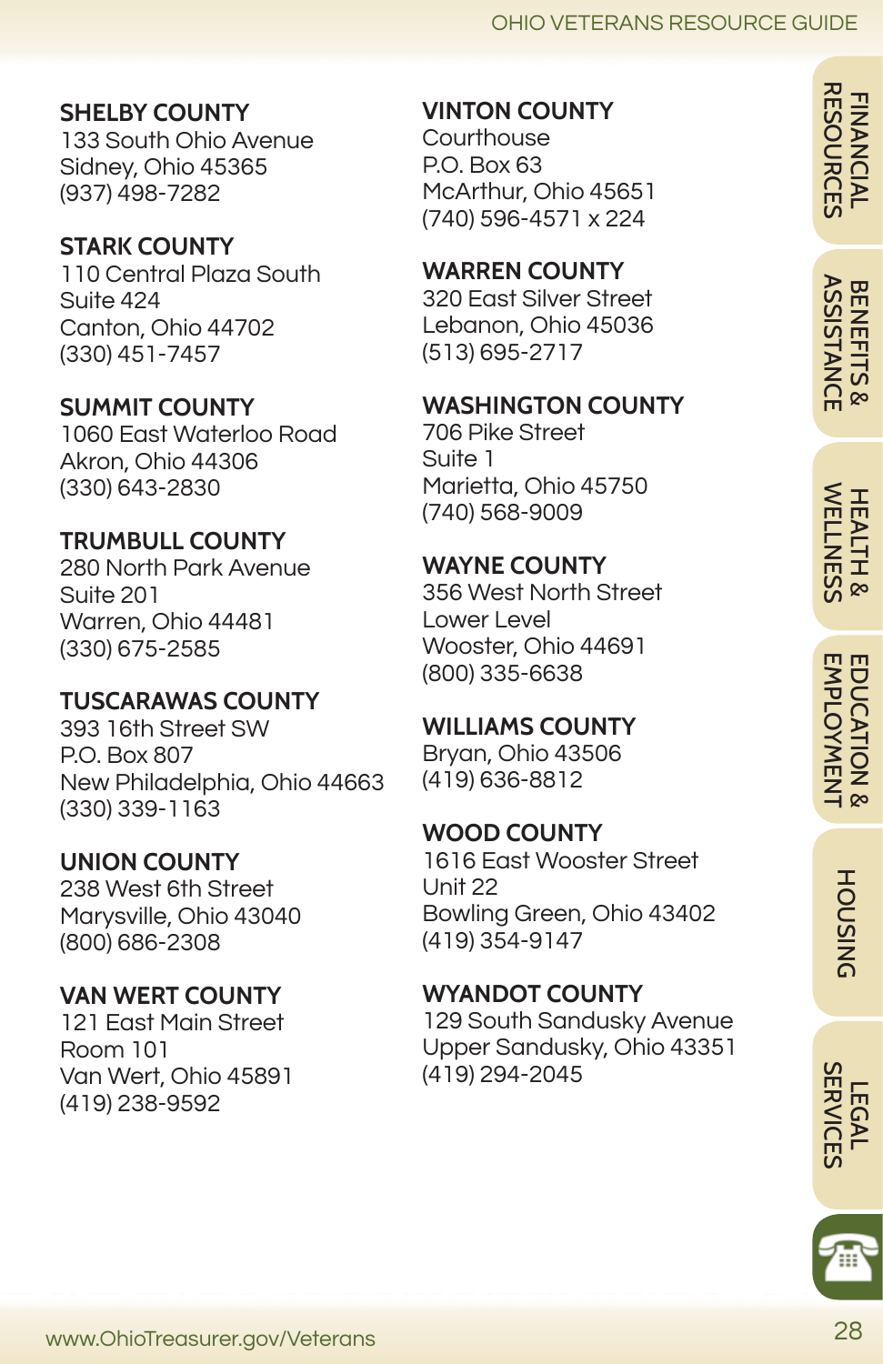**SHELBY COUNTY**
133 South Ohio Avenue
Sidney, Ohio 45365
(937) 498-7282

**STARK COUNTY**
110 Central Plaza South
Suite 424
Canton, Ohio 44702
(330) 451-7457

**SUMMIT COUNTY**
1060 East Waterloo Road
Akron, Ohio 44306
(330) 643-2830

**TRUMBULL COUNTY**
280 North Park Avenue
Suite 201
Warren, Ohio 44481
(330) 675-2585

**TUSCARAWAS COUNTY**
393 16th Street SW
P.O. Box 807
New Philadelphia, Ohio 44663
(330) 339-1163

**UNION COUNTY**
238 West 6th Street
Marysville, Ohio 43040
(800) 686-2308

**VAN WERT COUNTY**
121 East Main Street
Room 101
Van Wert, Ohio 45891
(419) 238-9592

**VINTON COUNTY**
Courthouse
P.O. Box 63
McArthur, Ohio 45651
(740) 596-4571 x 224

**WARREN COUNTY**
320 East Silver Street
Lebanon, Ohio 45036
(513) 695-2717

**WASHINGTON COUNTY**
706 Pike Street
Suite 1
Marietta, Ohio 45750
(740) 568-9009

**WAYNE COUNTY**
356 West North Street
Lower Level
Wooster, Ohio 44691
(800) 335-6638

**WILLIAMS COUNTY**
Bryan, Ohio 43506
(419) 636-8812

**WOOD COUNTY**
1616 East Wooster Street
Unit 22
Bowling Green, Ohio 43402
(419) 354-9147

**WYANDOT COUNTY**
129 South Sandusky Avenue
Upper Sandusky, Ohio 43351
(419) 294-2045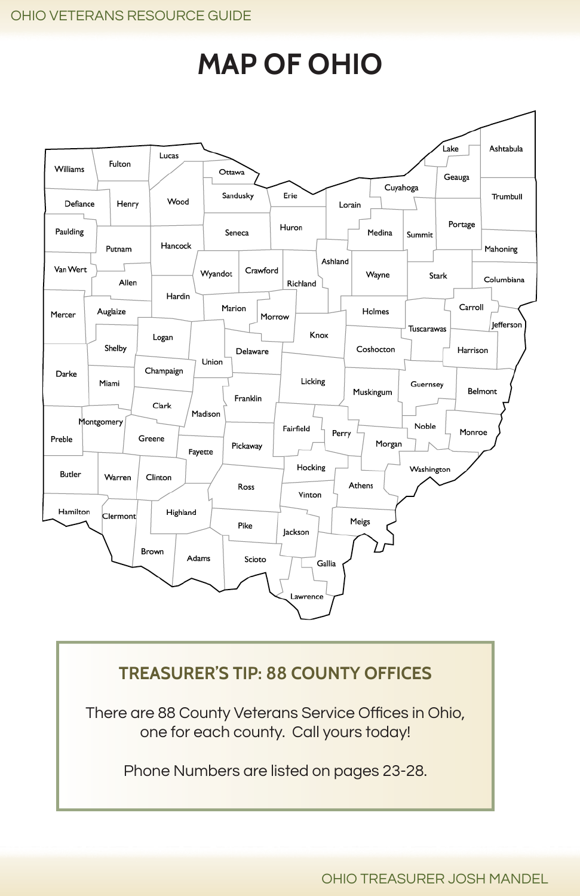# MAP OF OHIO

Williams, Fulton, Lucas, Ottawa, Defiance, Henry, Wood, Sandusky, Erie, Lake, Ashtabula, Geauga, Cuyahoga, Lorain, Trumbull, Paulding, Putnam, Hancock, Seneca, Huron, Medina, Summit, Portage, Mahoning, Van Wert, Allen, Wyandot, Crawford, Richland, Ashland, Wayne, Stark, Columbiana, Mercer, Auglaize, Hardin, Marion, Morrow, Holmes, Carroll, Jefferson, Tuscarawas, Shelby, Logan, Union, Delaware, Knox, Coshocton, Harrison, Darke, Miami, Champaign, Licking, Guernsey, Belmont, Clark, Madison, Franklin, Muskingum, Preble, Montgomery, Greene, Fairfield, Perry, Noble, Monroe, Fayette, Pickaway, Morgan, Butler, Warren, Clinton, Hocking, Washington, Ross, Athens, Vinton, Hamilton, Clermont, Highland, Pike, Jackson, Meigs, Brown, Adams, Scioto, Gallia, Lawrence

## TREASURER'S TIP: 88 COUNTY OFFICES

There are 88 County Veterans Service Offices in Ohio, one for each county. Call yours today!

Phone Numbers are listed on pages 23-28.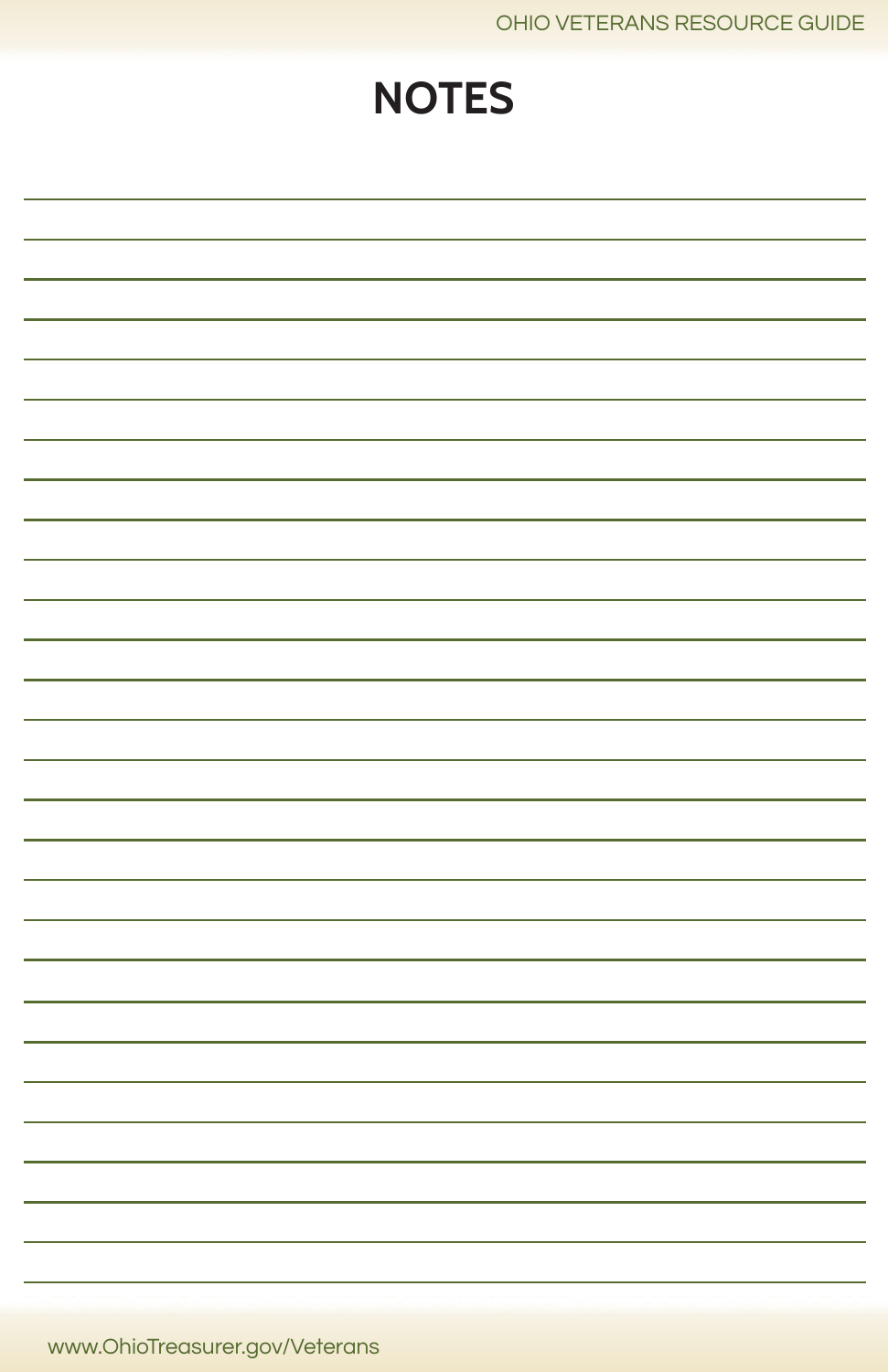# NOTES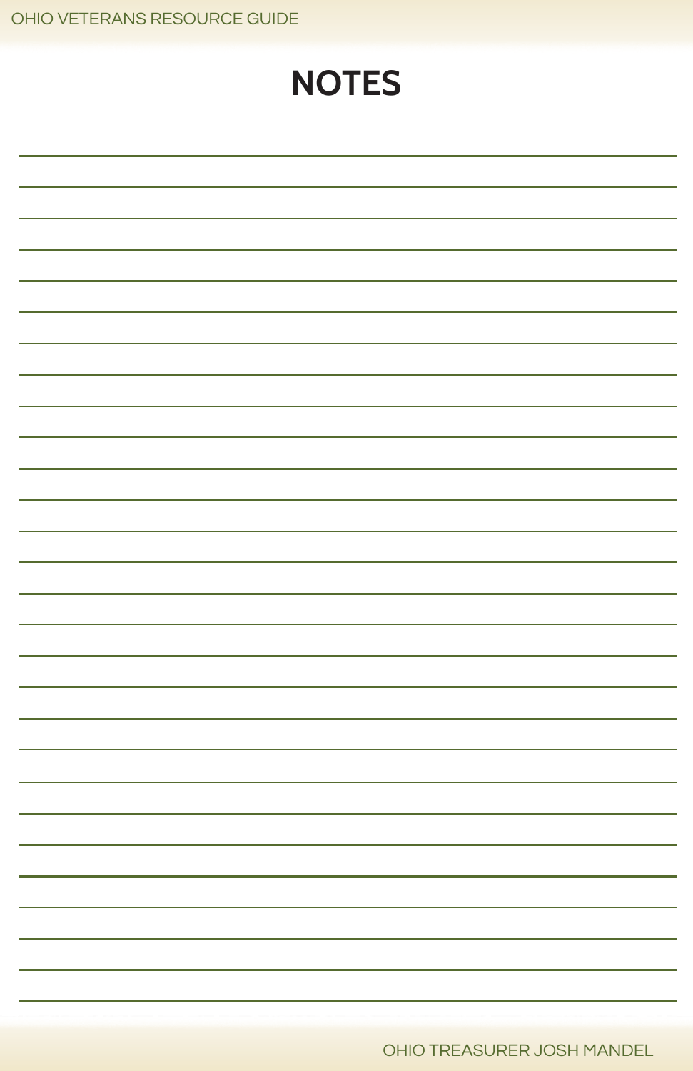# NOTES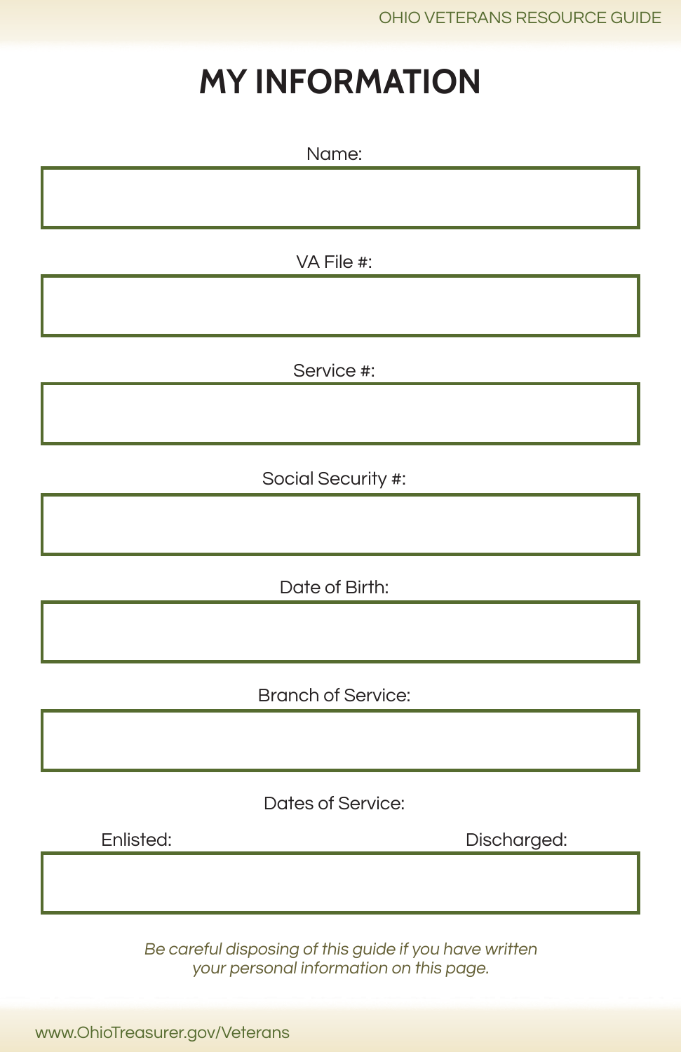# MY INFORMATION

Name:

VA File #:

Service #:

Social Security #:

Date of Birth:

Branch of Service:

Dates of Service:

Enlisted: Discharged:

*Be careful disposing of this guide if you have written your personal information on this page.*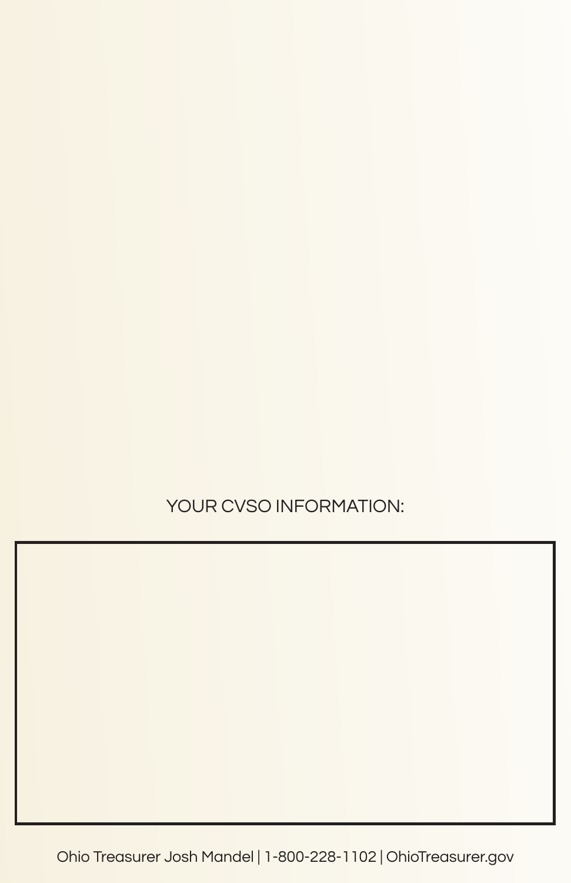YOUR CVSO INFORMATION:

Ohio Treasurer Josh Mandel | 1-800-228-1102 | OhioTreasurer.gov